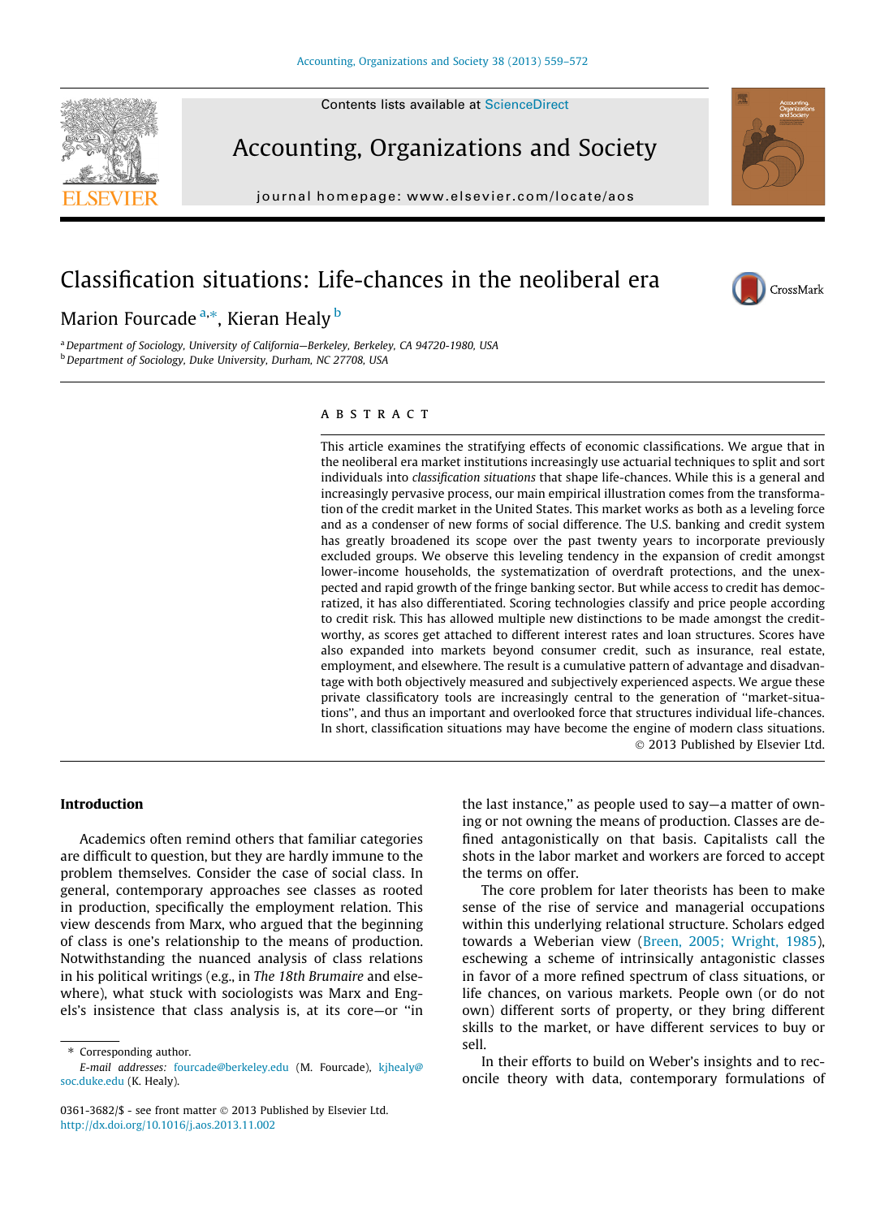# Classification situations: Life-chances in the neoliberal era

Marion Fourcade [a,*], Kieran Healy [b]

[a] Department of Sociology, University of California—Berkeley, Berkeley, CA 94720-1980, USA
[b] Department of Sociology, Duke University, Durham, NC 27708, USA

## ABSTRACT

This article examines the stratifying effects of economic classifications. We argue that in the neoliberal era market institutions increasingly use actuarial techniques to split and sort individuals into *classification situations* that shape life-chances. While this is a general and increasingly pervasive process, our main empirical illustration comes from the transformation of the credit market in the United States. This market works as both as a leveling force and as a condenser of new forms of social difference. The U.S. banking and credit system has greatly broadened its scope over the past twenty years to incorporate previously excluded groups. We observe this leveling tendency in the expansion of credit amongst lower-income households, the systematization of overdraft protections, and the unexpected and rapid growth of the fringe banking sector. But while access to credit has democratized, it has also differentiated. Scoring technologies classify and price people according to credit risk. This has allowed multiple new distinctions to be made amongst the creditworthy, as scores get attached to different interest rates and loan structures. Scores have also expanded into markets beyond consumer credit, such as insurance, real estate, employment, and elsewhere. The result is a cumulative pattern of advantage and disadvantage with both objectively measured and subjectively experienced aspects. We argue these private classificatory tools are increasingly central to the generation of "market-situations", and thus an important and overlooked force that structures individual life-chances. In short, classification situations may have become the engine of modern class situations.

© 2013 Published by Elsevier Ltd.

## Introduction

Academics often remind others that familiar categories are difficult to question, but they are hardly immune to the problem themselves. Consider the case of social class. In general, contemporary approaches see classes as rooted in production, specifically the employment relation. This view descends from Marx, who argued that the beginning of class is one's relationship to the means of production. Notwithstanding the nuanced analysis of class relations in his political writings (e.g., in *The 18th Brumaire* and elsewhere), what stuck with sociologists was Marx and Engels's insistence that class analysis is, at its core—or "in the last instance," as people used to say—a matter of owning or not owning the means of production. Classes are defined antagonistically on that basis. Capitalists call the shots in the labor market and workers are forced to accept the terms on offer.

The core problem for later theorists has been to make sense of the rise of service and managerial occupations within this underlying relational structure. Scholars edged towards a Weberian view (Breen, 2005; Wright, 1985), eschewing a scheme of intrinsically antagonistic classes in favor of a more refined spectrum of class situations, or life chances, on various markets. People own (or do not own) different sorts of property, or they bring different skills to the market, or have different services to buy or sell.

In their efforts to build on Weber's insights and to reconcile theory with data, contemporary formulations of

* Corresponding author.
E-mail addresses: fourcade@berkeley.edu (M. Fourcade), kjhealy@soc.duke.edu (K. Healy).

0361-3682/$ - see front matter © 2013 Published by Elsevier Ltd.
http://dx.doi.org/10.1016/j.aos.2013.11.002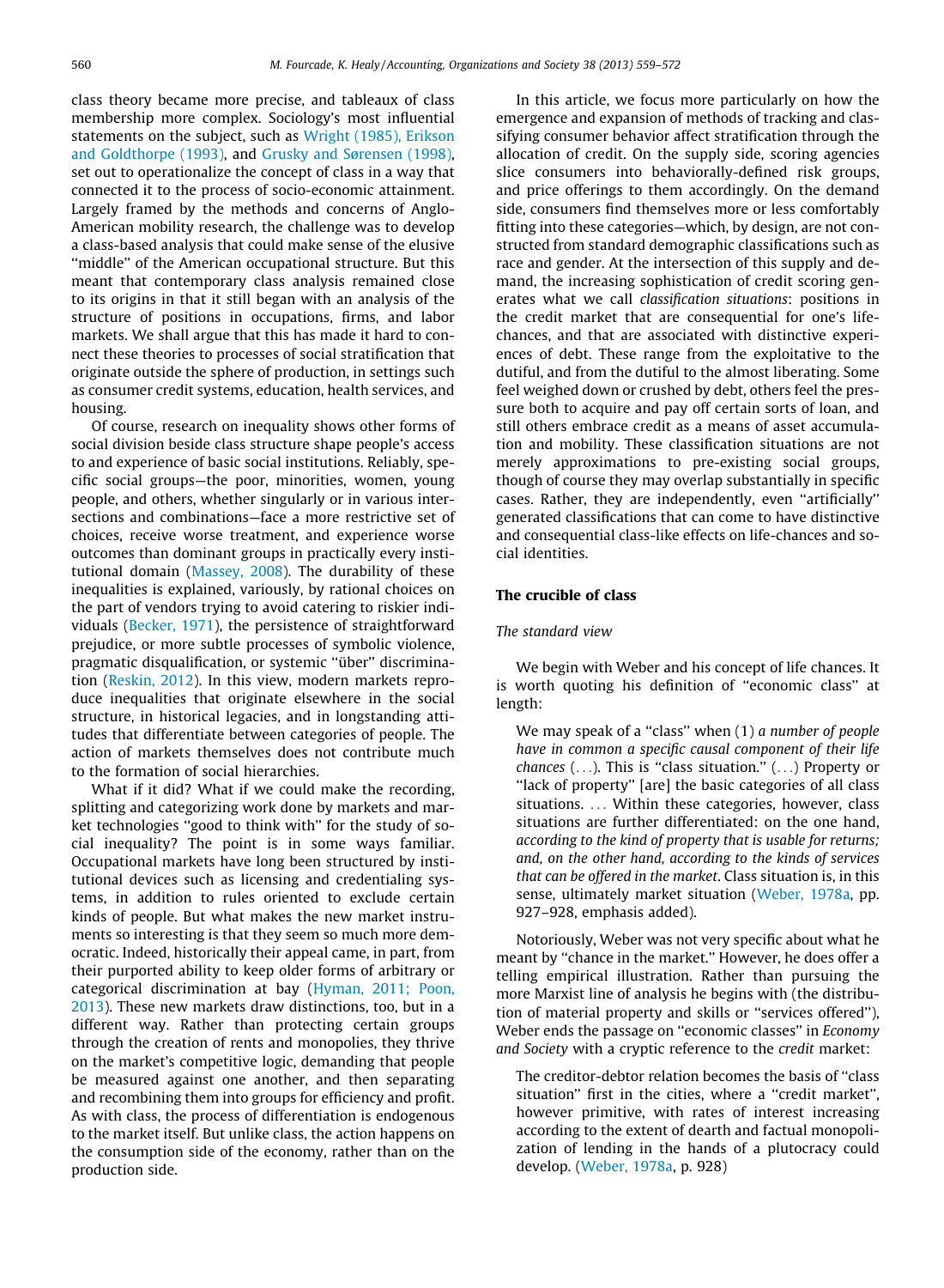class theory became more precise, and tableaux of class membership more complex. Sociology's most influential statements on the subject, such as Wright (1985), Erikson and Goldthorpe (1993), and Grusky and Sørensen (1998), set out to operationalize the concept of class in a way that connected it to the process of socio-economic attainment. Largely framed by the methods and concerns of Anglo-American mobility research, the challenge was to develop a class-based analysis that could make sense of the elusive "middle" of the American occupational structure. But this meant that contemporary class analysis remained close to its origins in that it still began with an analysis of the structure of positions in occupations, firms, and labor markets. We shall argue that this has made it hard to connect these theories to processes of social stratification that originate outside the sphere of production, in settings such as consumer credit systems, education, health services, and housing.

Of course, research on inequality shows other forms of social division beside class structure shape people's access to and experience of basic social institutions. Reliably, specific social groups—the poor, minorities, women, young people, and others, whether singularly or in various intersections and combinations—face a more restrictive set of choices, receive worse treatment, and experience worse outcomes than dominant groups in practically every institutional domain (Massey, 2008). The durability of these inequalities is explained, variously, by rational choices on the part of vendors trying to avoid catering to riskier individuals (Becker, 1971), the persistence of straightforward prejudice, or more subtle processes of symbolic violence, pragmatic disqualification, or systemic "über" discrimination (Reskin, 2012). In this view, modern markets reproduce inequalities that originate elsewhere in the social structure, in historical legacies, and in longstanding attitudes that differentiate between categories of people. The action of markets themselves does not contribute much to the formation of social hierarchies.

What if it did? What if we could make the recording, splitting and categorizing work done by markets and market technologies "good to think with" for the study of social inequality? The point is in some ways familiar. Occupational markets have long been structured by institutional devices such as licensing and credentialing systems, in addition to rules oriented to exclude certain kinds of people. But what makes the new market instruments so interesting is that they seem so much more democratic. Indeed, historically their appeal came, in part, from their purported ability to keep older forms of arbitrary or categorical discrimination at bay (Hyman, 2011; Poon, 2013). These new markets draw distinctions, too, but in a different way. Rather than protecting certain groups through the creation of rents and monopolies, they thrive on the market's competitive logic, demanding that people be measured against one another, and then separating and recombining them into groups for efficiency and profit. As with class, the process of differentiation is endogenous to the market itself. But unlike class, the action happens on the consumption side of the economy, rather than on the production side.

In this article, we focus more particularly on how the emergence and expansion of methods of tracking and classifying consumer behavior affect stratification through the allocation of credit. On the supply side, scoring agencies slice consumers into behaviorally-defined risk groups, and price offerings to them accordingly. On the demand side, consumers find themselves more or less comfortably fitting into these categories—which, by design, are not constructed from standard demographic classifications such as race and gender. At the intersection of this supply and demand, the increasing sophistication of credit scoring generates what we call *classification situations*: positions in the credit market that are consequential for one's life-chances, and that are associated with distinctive experiences of debt. These range from the exploitative to the dutiful, and from the dutiful to the almost liberating. Some feel weighed down or crushed by debt, others feel the pressure both to acquire and pay off certain sorts of loan, and still others embrace credit as a means of asset accumulation and mobility. These classification situations are not merely approximations to pre-existing social groups, though of course they may overlap substantially in specific cases. Rather, they are independently, even "artificially" generated classifications that can come to have distinctive and consequential class-like effects on life-chances and social identities.

## The crucible of class

### *The standard view*

We begin with Weber and his concept of life chances. It is worth quoting his definition of "economic class" at length:

> We may speak of a "class" when (1) *a number of people have in common a specific causal component of their life chances* (...). This is "class situation." (...) Property or "lack of property" [are] the basic categories of all class situations. ... Within these categories, however, class situations are further differentiated: on the one hand, *according to the kind of property that is usable for returns; and, on the other hand, according to the kinds of services that can be offered in the market*. Class situation is, in this sense, ultimately market situation (Weber, 1978a, pp. 927–928, emphasis added).

Notoriously, Weber was not very specific about what he meant by "chance in the market." However, he does offer a telling empirical illustration. Rather than pursuing the more Marxist line of analysis he begins with (the distribution of material property and skills or "services offered"), Weber ends the passage on "economic classes" in *Economy and Society* with a cryptic reference to the *credit* market:

> The creditor-debtor relation becomes the basis of "class situation" first in the cities, where a "credit market", however primitive, with rates of interest increasing according to the extent of dearth and factual monopolization of lending in the hands of a plutocracy could develop. (Weber, 1978a, p. 928)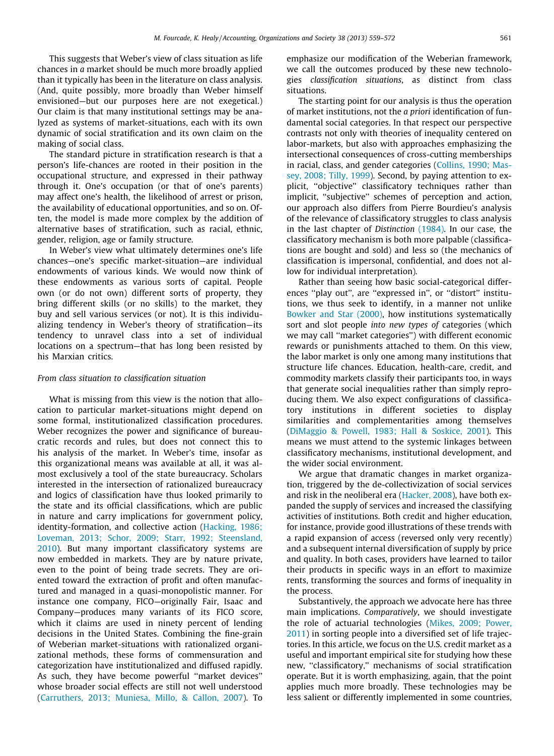This suggests that Weber's view of class situation as life chances in *a* market should be much more broadly applied than it typically has been in the literature on class analysis. (And, quite possibly, more broadly than Weber himself envisioned—but our purposes here are not exegetical.) Our claim is that many institutional settings may be analyzed as systems of market-situations, each with its own dynamic of social stratification and its own claim on the making of social class.

The standard picture in stratification research is that a person's life-chances are rooted in their position in the occupational structure, and expressed in their pathway through it. One's occupation (or that of one's parents) may affect one's health, the likelihood of arrest or prison, the availability of educational opportunities, and so on. Often, the model is made more complex by the addition of alternative bases of stratification, such as racial, ethnic, gender, religion, age or family structure.

In Weber's view what ultimately determines one's life chances—one's specific market-situation—are individual endowments of various kinds. We would now think of these endowments as various sorts of capital. People own (or do not own) different sorts of property, they bring different skills (or no skills) to the market, they buy and sell various services (or not). It is this individualizing tendency in Weber's theory of stratification—its tendency to unravel class into a set of individual locations on a spectrum—that has long been resisted by his Marxian critics.

### *From class situation to classification situation*

What is missing from this view is the notion that allocation to particular market-situations might depend on some formal, institutionalized classification procedures. Weber recognizes the power and significance of bureaucratic records and rules, but does not connect this to his analysis of the market. In Weber's time, insofar as this organizational means was available at all, it was almost exclusively a tool of the state bureaucracy. Scholars interested in the intersection of rationalized bureaucracy and logics of classification have thus looked primarily to the state and its official classifications, which are public in nature and carry implications for government policy, identity-formation, and collective action (Hacking, 1986; Loveman, 2013; Schor, 2009; Starr, 1992; Steensland, 2010). But many important classificatory systems are now embedded in markets. They are by nature private, even to the point of being trade secrets. They are oriented toward the extraction of profit and often manufactured and managed in a quasi-monopolistic manner. For instance one company, FICO—originally Fair, Isaac and Company—produces many variants of its FICO score, which it claims are used in ninety percent of lending decisions in the United States. Combining the fine-grain of Weberian market-situations with rationalized organizational methods, these forms of commensuration and categorization have institutionalized and diffused rapidly. As such, they have become powerful ''market devices'' whose broader social effects are still not well understood (Carruthers, 2013; Muniesa, Millo, & Callon, 2007). To emphasize our modification of the Weberian framework, we call the outcomes produced by these new technologies *classification situations*, as distinct from class situations.

The starting point for our analysis is thus the operation of market institutions, not the *a priori* identification of fundamental social categories. In that respect our perspective contrasts not only with theories of inequality centered on labor-markets, but also with approaches emphasizing the intersectional consequences of cross-cutting memberships in racial, class, and gender categories (Collins, 1990; Massey, 2008; Tilly, 1999). Second, by paying attention to explicit, ''objective'' classificatory techniques rather than implicit, ''subjective'' schemes of perception and action, our approach also differs from Pierre Bourdieu's analysis of the relevance of classificatory struggles to class analysis in the last chapter of *Distinction* (1984). In our case, the classificatory mechanism is both more palpable (classifications are bought and sold) and less so (the mechanics of classification is impersonal, confidential, and does not allow for individual interpretation).

Rather than seeing how basic social-categorical differences ''play out'', are ''expressed in'', or ''distort'' institutions, we thus seek to identify, in a manner not unlike Bowker and Star (2000), how institutions systematically sort and slot people *into new types of* categories (which we may call ''market categories'') with different economic rewards or punishments attached to them. On this view, the labor market is only one among many institutions that structure life chances. Education, health-care, credit, and commodity markets classify their participants too, in ways that generate social inequalities rather than simply reproducing them. We also expect configurations of classificatory institutions in different societies to display similarities and complementarities among themselves (DiMaggio & Powell, 1983; Hall & Soskice, 2001). This means we must attend to the systemic linkages between classificatory mechanisms, institutional development, and the wider social environment.

We argue that dramatic changes in market organization, triggered by the de-collectivization of social services and risk in the neoliberal era (Hacker, 2008), have both expanded the supply of services and increased the classifying activities of institutions. Both credit and higher education, for instance, provide good illustrations of these trends with a rapid expansion of access (reversed only very recently) and a subsequent internal diversification of supply by price and quality. In both cases, providers have learned to tailor their products in specific ways in an effort to maximize rents, transforming the sources and forms of inequality in the process.

Substantively, the approach we advocate here has three main implications. *Comparatively*, we should investigate the role of actuarial technologies (Mikes, 2009; Power, 2011) in sorting people into a diversified set of life trajectories. In this article, we focus on the U.S. credit market as a useful and important empirical site for studying how these new, ''classificatory,'' mechanisms of social stratification operate. But it is worth emphasizing, again, that the point applies much more broadly. These technologies may be less salient or differently implemented in some countries,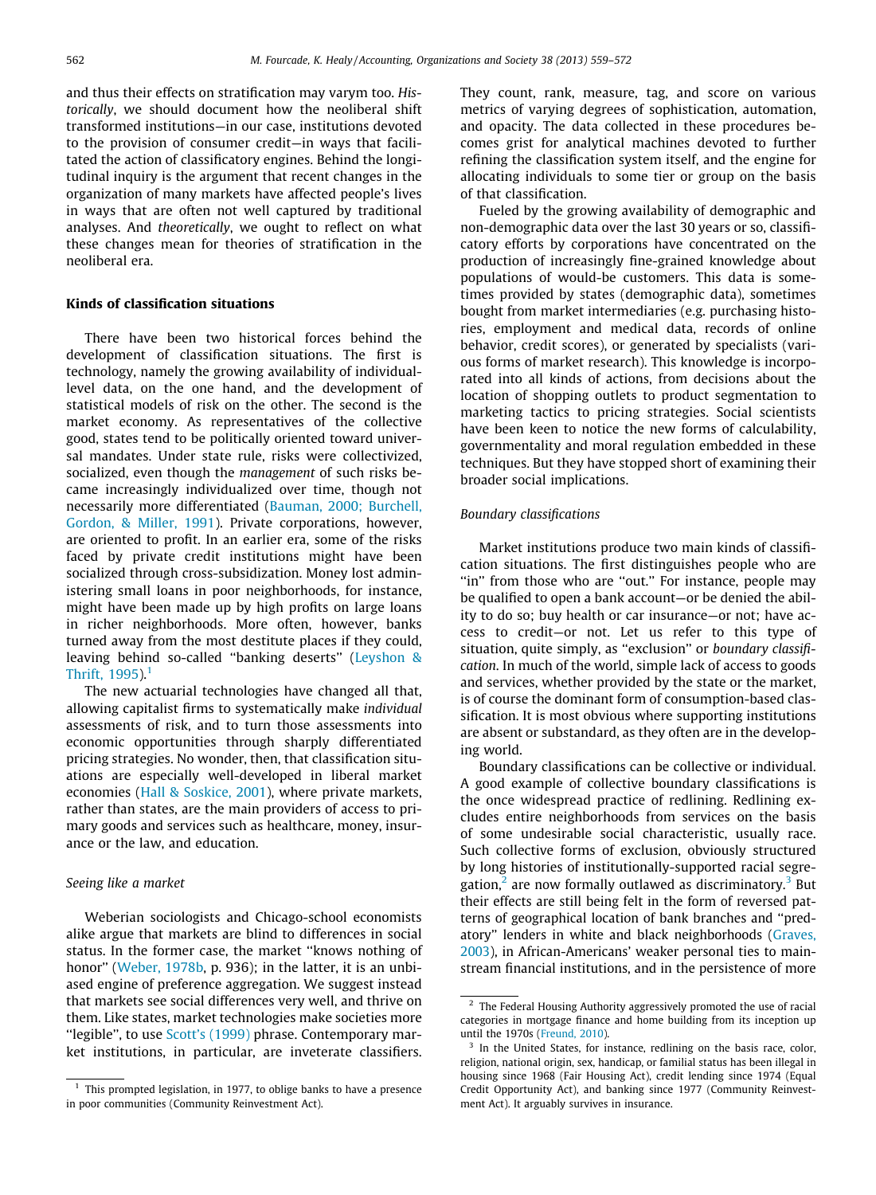and thus their effects on stratification may varym too. *Historically*, we should document how the neoliberal shift transformed institutions—in our case, institutions devoted to the provision of consumer credit—in ways that facilitated the action of classificatory engines. Behind the longitudinal inquiry is the argument that recent changes in the organization of many markets have affected people's lives in ways that are often not well captured by traditional analyses. And *theoretically*, we ought to reflect on what these changes mean for theories of stratification in the neoliberal era.

## Kinds of classification situations

There have been two historical forces behind the development of classification situations. The first is technology, namely the growing availability of individual-level data, on the one hand, and the development of statistical models of risk on the other. The second is the market economy. As representatives of the collective good, states tend to be politically oriented toward universal mandates. Under state rule, risks were collectivized, socialized, even though the *management* of such risks became increasingly individualized over time, though not necessarily more differentiated (Bauman, 2000; Burchell, Gordon, & Miller, 1991). Private corporations, however, are oriented to profit. In an earlier era, some of the risks faced by private credit institutions might have been socialized through cross-subsidization. Money lost administering small loans in poor neighborhoods, for instance, might have been made up by high profits on large loans in richer neighborhoods. More often, however, banks turned away from the most destitute places if they could, leaving behind so-called "banking deserts" (Leyshon & Thrift, 1995).[1]

The new actuarial technologies have changed all that, allowing capitalist firms to systematically make *individual* assessments of risk, and to turn those assessments into economic opportunities through sharply differentiated pricing strategies. No wonder, then, that classification situations are especially well-developed in liberal market economies (Hall & Soskice, 2001), where private markets, rather than states, are the main providers of access to primary goods and services such as healthcare, money, insurance or the law, and education.

### *Seeing like a market*

Weberian sociologists and Chicago-school economists alike argue that markets are blind to differences in social status. In the former case, the market "knows nothing of honor" (Weber, 1978b, p. 936); in the latter, it is an unbiased engine of preference aggregation. We suggest instead that markets see social differences very well, and thrive on them. Like states, market technologies make societies more "legible", to use Scott's (1999) phrase. Contemporary market institutions, in particular, are inveterate classifiers. They count, rank, measure, tag, and score on various metrics of varying degrees of sophistication, automation, and opacity. The data collected in these procedures becomes grist for analytical machines devoted to further refining the classification system itself, and the engine for allocating individuals to some tier or group on the basis of that classification.

Fueled by the growing availability of demographic and non-demographic data over the last 30 years or so, classificatory efforts by corporations have concentrated on the production of increasingly fine-grained knowledge about populations of would-be customers. This data is sometimes provided by states (demographic data), sometimes bought from market intermediaries (e.g. purchasing histories, employment and medical data, records of online behavior, credit scores), or generated by specialists (various forms of market research). This knowledge is incorporated into all kinds of actions, from decisions about the location of shopping outlets to product segmentation to marketing tactics to pricing strategies. Social scientists have been keen to notice the new forms of calculability, governmentality and moral regulation embedded in these techniques. But they have stopped short of examining their broader social implications.

### *Boundary classifications*

Market institutions produce two main kinds of classification situations. The first distinguishes people who are "in" from those who "out." For instance, people may be qualified to open a bank account—or be denied the ability to do so; buy health or car insurance—or not; have access to credit—or not. Let us refer to this type of situation, quite simply, as "exclusion" or *boundary classification*. In much of the world, simple lack of access to goods and services, whether provided by the state or the market, is of course the dominant form of consumption-based classification. It is most obvious where supporting institutions are absent or substandard, as they often are in the developing world.

Boundary classifications can be collective or individual. A good example of collective boundary classifications is the once widespread practice of redlining. Redlining excludes entire neighborhoods from services on the basis of some undesirable social characteristic, usually race. Such collective forms of exclusion, obviously structured by long histories of institutionally-supported racial segregation,[2] are now formally outlawed as discriminatory.[3] But their effects are still being felt in the form of reversed patterns of geographical location of bank branches and "predatory" lenders in white and black neighborhoods (Graves, 2003), in African-Americans' weaker personal ties to mainstream financial institutions, and in the persistence of more

---

[1] This prompted legislation, in 1977, to oblige banks to have a presence in poor communities (Community Reinvestment Act).

[2] The Federal Housing Authority aggressively promoted the use of racial categories in mortgage finance and home building from its inception up until the 1970s (Freund, 2010).

[3] In the United States, for instance, redlining on the basis race, color, religion, national origin, sex, handicap, or familial status has been illegal in housing since 1968 (Fair Housing Act), credit lending since 1974 (Equal Credit Opportunity Act), and banking since 1977 (Community Reinvestment Act). It arguably survives in insurance.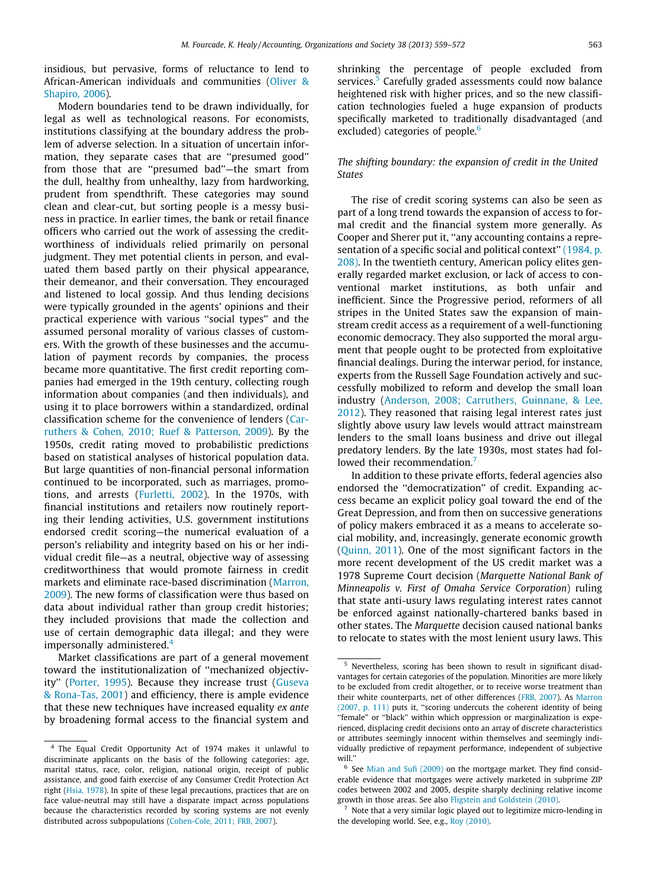insidious, but pervasive, forms of reluctance to lend to African-American individuals and communities (Oliver & Shapiro, 2006).

Modern boundaries tend to be drawn individually, for legal as well as technological reasons. For economists, institutions classifying at the boundary address the problem of adverse selection. In a situation of uncertain information, they separate cases that are "presumed good" from those that are "presumed bad"—the smart from the dull, healthy from unhealthy, lazy from hardworking, prudent from spendthrift. These categories may sound clean and clear-cut, but sorting people is a messy business in practice. In earlier times, the bank or retail finance officers who carried out the work of assessing the creditworthiness of individuals relied primarily on personal judgment. They met potential clients in person, and evaluated them based partly on their physical appearance, their demeanor, and their conversation. They encouraged and listened to local gossip. And thus lending decisions were typically grounded in the agents' opinions and their practical experience with various "social types" and the assumed personal morality of various classes of customers. With the growth of these businesses and the accumulation of payment records by companies, the process became more quantitative. The first credit reporting companies had emerged in the 19th century, collecting rough information about companies (and then individuals), and using it to place borrowers within a standardized, ordinal classification scheme for the convenience of lenders (Carruthers & Cohen, 2010; Ruef & Patterson, 2009). By the 1950s, credit rating moved to probabilistic predictions based on statistical analyses of historical population data. But large quantities of non-financial personal information continued to be incorporated, such as marriages, promotions, and arrests (Furletti, 2002). In the 1970s, with financial institutions and retailers now routinely reporting their lending activities, U.S. government institutions endorsed credit scoring—the numerical evaluation of a person's reliability and integrity based on his or her individual credit file—as a neutral, objective way of assessing creditworthiness that would promote fairness in credit markets and eliminate race-based discrimination (Marron, 2009). The new forms of classification were thus based on data about individual rather than group credit histories; they included provisions that made the collection and use of certain demographic data illegal; and they were impersonally administered.[4]

Market classifications are part of a general movement toward the institutionalization of "mechanized objectivity" (Porter, 1995). Because they increase trust (Guseva & Rona-Tas, 2001) and efficiency, there is ample evidence that these new techniques have increased equality *ex ante* by broadening formal access to the financial system and shrinking the percentage of people excluded from services.[5] Carefully graded assessments could now balance heightened risk with higher prices, and so the new classification technologies fueled a huge expansion of products specifically marketed to traditionally disadvantaged (and excluded) categories of people.[6]

### *The shifting boundary: the expansion of credit in the United States*

The rise of credit scoring systems can also be seen as part of a long trend towards the expansion of access to formal credit and the financial system more generally. As Cooper and Sherer put it, "any accounting contains a representation of a specific social and political context" (1984, p. 208). In the twentieth century, American policy elites generally regarded market exclusion, or lack of access to conventional market institutions, as both unfair and inefficient. Since the Progressive period, reformers of all stripes in the United States saw the expansion of mainstream credit access as a requirement of a well-functioning economic democracy. They also supported the moral argument that people ought to be protected from exploitative financial dealings. During the interwar period, for instance, experts from the Russell Sage Foundation actively and successfully mobilized to reform and develop the small loan industry (Anderson, 2008; Carruthers, Guinnane, & Lee, 2012). They reasoned that raising legal interest rates just slightly above usury law levels would attract mainstream lenders to the small loans business and drive out illegal predatory lenders. By the late 1930s, most states had followed their recommendation.[7]

In addition to these private efforts, federal agencies also endorsed the "democratization" of credit. Expanding access became an explicit policy goal toward the end of the Great Depression, and from then on successive generations of policy makers embraced it as a means to accelerate social mobility, and, increasingly, generate economic growth (Quinn, 2011). One of the most significant factors in the more recent development of the US credit market was a 1978 Supreme Court decision (*Marquette National Bank of Minneapolis v. First of Omaha Service Corporation*) ruling that state anti-usury laws regulating interest rates cannot be enforced against nationally-chartered banks based in other states. The *Marquette* decision caused national banks to relocate to states with the most lenient usury laws. This

---

[4] The Equal Credit Opportunity Act of 1974 makes it unlawful to discriminate applicants on the basis of the following categories: age, marital status, race, color, religion, national origin, receipt of public assistance, and good faith exercise of any Consumer Credit Protection Act right (Hsia, 1978). In spite of these legal precautions, practices that are on face value-neutral may still have a disparate impact across populations because the characteristics recorded by scoring systems are not evenly distributed across subpopulations (Cohen-Cole, 2011; FRB, 2007).

[5] Nevertheless, scoring has been shown to result in significant disadvantages for certain categories of the population. Minorities are more likely to be excluded from credit altogether, or to receive worse treatment than their white counterparts, net of other differences (FRB, 2007). As Marron (2007, p. 111) puts it, "scoring undercuts the coherent identity of being "female" or "black" within which oppression or marginalization is experienced, displacing credit decisions onto an array of discrete characteristics or attributes seemingly innocent within themselves and seemingly individually predictive of repayment performance, independent of subjective will."

[6] See Mian and Sufi (2009) on the mortgage market. They find considerable evidence that mortgages were actively marketed in subprime ZIP codes between 2002 and 2005, despite sharply declining relative income growth in those areas. See also Fligstein and Goldstein (2010).

[7] Note that a very similar logic played out to legitimize micro-lending in the developing world. See, e.g., Roy (2010).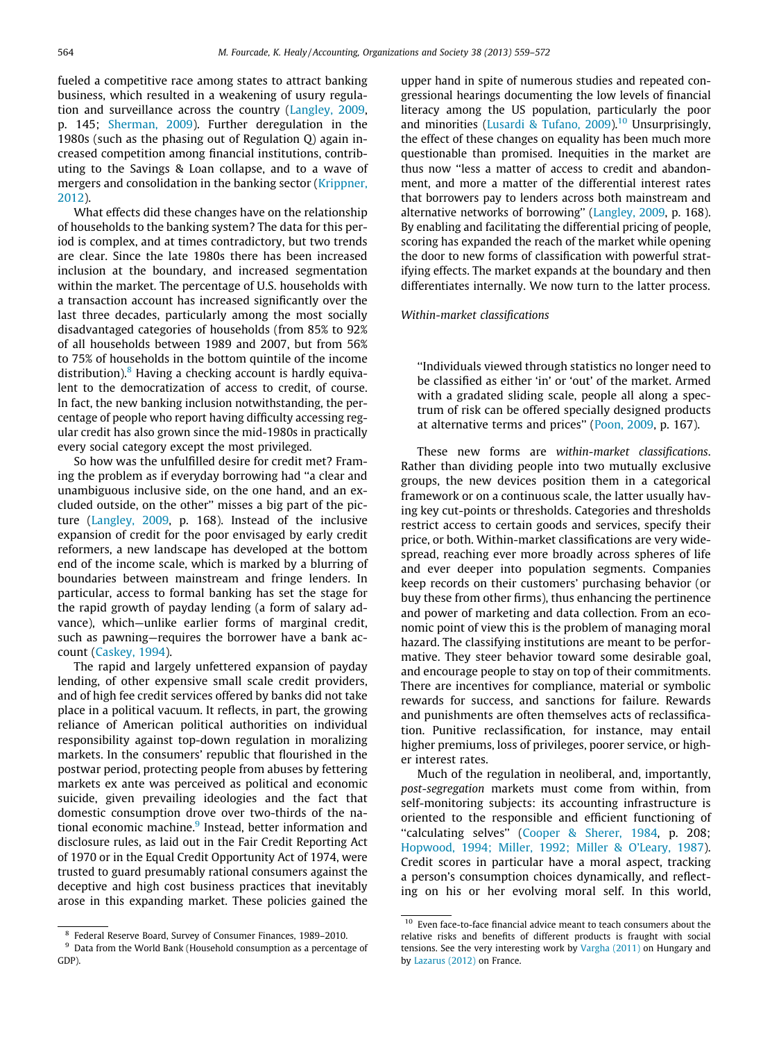fueled a competitive race among states to attract banking business, which resulted in a weakening of usury regulation and surveillance across the country (Langley, 2009, p. 145; Sherman, 2009). Further deregulation in the 1980s (such as the phasing out of Regulation Q) again increased competition among financial institutions, contributing to the Savings & Loan collapse, and to a wave of mergers and consolidation in the banking sector (Krippner, 2012).

What effects did these changes have on the relationship of households to the banking system? The data for this period is complex, and at times contradictory, but two trends are clear. Since the late 1980s there has been increased inclusion at the boundary, and increased segmentation within the market. The percentage of U.S. households with a transaction account has increased significantly over the last three decades, particularly among the most socially disadvantaged categories of households (from 85% to 92% of all households between 1989 and 2007, but from 56% to 75% of households in the bottom quintile of the income distribution).[8] Having a checking account is hardly equivalent to the democratization of access to credit, of course. In fact, the new banking inclusion notwithstanding, the percentage of people who report having difficulty accessing regular credit has also grown since the mid-1980s in practically every social category except the most privileged.

So how was the unfulfilled desire for credit met? Framing the problem as if everyday borrowing had "a clear and unambiguous inclusive side, on the one hand, and an excluded outside, on the other" misses a big part of the picture (Langley, 2009, p. 168). Instead of the inclusive expansion of credit for the poor envisaged by early credit reformers, a new landscape has developed at the bottom end of the income scale, which is marked by a blurring of boundaries between mainstream and fringe lenders. In particular, access to formal banking has set the stage for the rapid growth of payday lending (a form of salary advance), which—unlike earlier forms of marginal credit, such as pawning—requires the borrower have a bank account (Caskey, 1994).

The rapid and largely unfettered expansion of payday lending, of other expensive small scale credit providers, and of high fee credit services offered by banks did not take place in a political vacuum. It reflects, in part, the growing reliance of American political authorities on individual responsibility against top-down regulation in moralizing markets. In the consumers' republic that flourished in the postwar period, protecting people from abuses by fettering markets ex ante was perceived as political and economic suicide, given prevailing ideologies and the fact that domestic consumption drove over two-thirds of the national economic machine.[9] Instead, better information and disclosure rules, as laid out in the Fair Credit Reporting Act of 1970 or in the Equal Credit Opportunity Act of 1974, were trusted to guard presumably rational consumers against the deceptive and high cost business practices that inevitably arose in this expanding market. These policies gained the upper hand in spite of numerous studies and repeated congressional hearings documenting the low levels of financial literacy among the US population, particularly the poor and minorities (Lusardi & Tufano, 2009).[10] Unsurprisingly, the effect of these changes on equality has been much more questionable than promised. Inequities in the market are thus now "less a matter of access to credit and abandonment, and more a matter of the differential interest rates that borrowers pay to lenders across both mainstream and alternative networks of borrowing" (Langley, 2009, p. 168). By enabling and facilitating the differential pricing of people, scoring has expanded the reach of the market while opening the door to new forms of classification with powerful stratifying effects. The market expands at the boundary and then differentiates internally. We now turn to the latter process.

*Within-market classifications*

> "Individuals viewed through statistics no longer need to be classified as either 'in' or 'out' of the market. Armed with a graduated sliding scale, people all along a spectrum of risk can be offered specially designed products at alternative terms and prices" (Poon, 2009, p. 167).

These new forms are *within-market classifications*. Rather than dividing people into two mutually exclusive groups, the new devices position them in a categorical framework or on a continuous scale, the latter usually having key cut-points or thresholds. Categories and thresholds restrict access to certain goods and services, specify their price, or both. Within-market classifications are very widespread, reaching ever more broadly across spheres of life and ever deeper into population segments. Companies keep records on their customers' purchasing behavior (or buy these from other firms), thus enhancing the pertinence and power of marketing and data collection. From an economic point of view this is the problem of managing moral hazard. The classifying institutions are meant to be performative. They steer behavior toward some desirable goal, and encourage people to stay on top of their commitments. There are incentives for compliance, material or symbolic rewards for success, and sanctions for failure. Rewards and punishments are often themselves acts of reclassification. Punitive reclassification, for instance, may entail higher premiums, loss of privileges, poorer service, or higher interest rates.

Much of the regulation in neoliberal, and, importantly, *post-segregation* markets must come from within, from self-monitoring subjects: its accounting infrastructure is oriented to the responsible and efficient functioning of "calculating selves" (Cooper & Sherer, 1984, p. 208; Hopwood, 1994; Miller, 1992; Miller & O'Leary, 1987). Credit scores in particular have a moral aspect, tracking a person's consumption choices dynamically, and reflecting on his or her evolving moral self. In this world,

---

[8] Federal Reserve Board, Survey of Consumer Finances, 1989–2010.

[9] Data from the World Bank (Household consumption as a percentage of GDP).

[10] Even face-to-face financial advice meant to teach consumers about the relative risks and benefits of different products is fraught with social tensions. See the very interesting work by Vargha (2011) on Hungary and by Lazarus (2012) on France.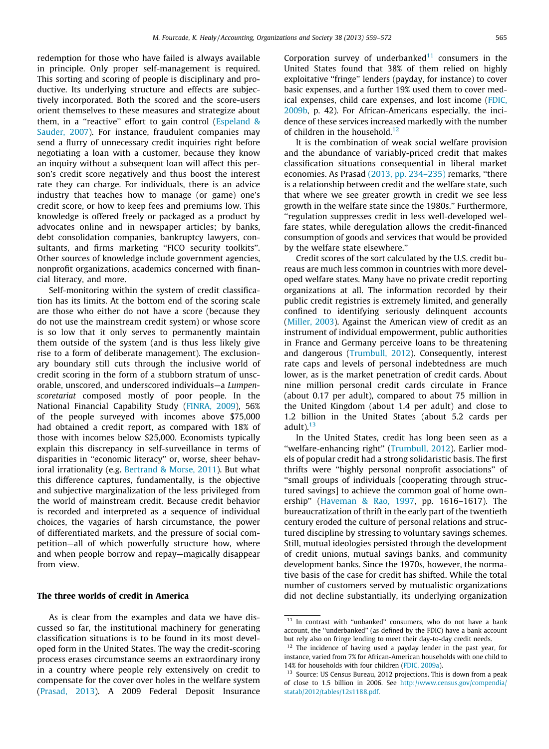redemption for those who have failed is always available in principle. Only proper self-management is required. This sorting and scoring of people is disciplinary and productive. Its underlying structure and effects are subjectively incorporated. Both the scored and the score-users orient themselves to these measures and strategize about them, in a ''reactive'' effort to gain control (Espeland & Sauder, 2007). For instance, fraudulent companies may send a flurry of unnecessary credit inquiries right before negotiating a loan with a customer, because they know an inquiry without a subsequent loan will affect this person's credit score negatively and thus boost the interest rate they can charge. For individuals, there is an advice industry that teaches how to manage (or game) one's credit score, or how to keep fees and premiums low. This knowledge is offered freely or packaged as a product by advocates online and in newspaper articles; by banks, debt consolidation companies, bankruptcy lawyers, consultants, and firms marketing ''FICO security toolkits''. Other sources of knowledge include government agencies, nonprofit organizations, academics concerned with financial literacy, and more.

Self-monitoring within the system of credit classification has its limits. At the bottom end of the scoring scale are those who either do not have a score (because they do not use the mainstream credit system) or whose score is so low that it only serves to permanently maintain them outside of the system (and is thus less likely give rise to a form of deliberate management). The exclusionary boundary still cuts through the inclusive world of credit scoring in the form of a stubborn stratum of unscorable, unscored, and underscored individuals—a *Lumpenscoretariat* composed mostly of poor people. In the National Financial Capability Study (FINRA, 2009), 56% of the people surveyed with incomes above $75,000 had obtained a credit report, as compared with 18% of those with incomes below $25,000. Economists typically explain this discrepancy in self-surveillance in terms of disparities in ''economic literacy'' or, worse, sheer behavioral irrationality (e.g. Bertrand & Morse, 2011). But what this difference captures, fundamentally, is the objective and subjective marginalization of the less privileged from the world of mainstream credit. Because credit behavior is recorded and interpreted as a sequence of individual choices, the vagaries of harsh circumstance, the power of differentiated markets, and the pressure of social competition—all of which powerfully structure how, where and when people borrow and repay—magically disappear from view.

## The three worlds of credit in America

As is clear from the examples and data we have discussed so far, the institutional machinery for generating classification situations is to be found in its most developed form in the United States. The way the credit-scoring process erases circumstance seems an extraordinary irony in a country where people rely extensively on credit to compensate for the cover over holes in the welfare system (Prasad, 2013). A 2009 Federal Deposit Insurance Corporation survey of underbanked[11] consumers in the United States found that 38% of them relied on highly exploitative ''fringe'' lenders (payday, for instance) to cover basic expenses, and a further 19% used them to cover medical expenses, child care expenses, and lost income (FDIC, 2009b, p. 42). For African-Americans especially, the incidence of these services increased markedly with the number of children in the household.[12]

It is the combination of weak social welfare provision and the abundance of variably-priced credit that makes classification situations consequential in liberal market economies. As Prasad (2013, pp. 234–235) remarks, ''there is a relationship between credit and the welfare state, such that where we see greater growth in credit we see less growth in the welfare state since the 1980s.'' Furthermore, ''regulation suppresses credit in less well-developed welfare states, while deregulation allows the credit-financed consumption of goods and services that would be provided by the welfare state elsewhere.''

Credit scores of the sort calculated by the U.S. credit bureaus are much less common in countries with more developed welfare states. Many have no private credit reporting organizations at all. The information recorded by their public credit registries is extremely limited, and generally confined to identifying seriously delinquent accounts (Miller, 2003). Against the American view of credit as an instrument of individual empowerment, public authorities in France and Germany perceive loans to be threatening and dangerous (Trumbull, 2012). Consequently, interest rate caps and levels of personal indebtedness are much lower, as is the market penetration of credit cards. About nine million personal credit cards circulate in France (about 0.17 per adult), compared to about 75 million in the United Kingdom (about 1.4 per adult) and close to 1.2 billion in the United States (about 5.2 cards per adult).[13]

In the United States, credit has long been seen as a ''welfare-enhancing right'' (Trumbull, 2012). Earlier models of popular credit had a strong solidaristic basis. The first thrifts were ''highly personal nonprofit associations'' of ''small groups of individuals [cooperating through structured savings] to achieve the common goal of home ownership'' (Haveman & Rao, 1997, pp. 1616–1617). The bureaucratization of thrift in the early part of the twentieth century eroded the culture of personal relations and structured discipline by stressing to voluntary savings schemes. Still, mutual ideologies persisted through the development of credit unions, mutual savings banks, and community development banks. Since the 1970s, however, the normative basis of the case for credit has shifted. While the total number of customers served by mutualistic organizations did not decline substantially, its underlying organization

---

[11] In contrast with ''unbanked'' consumers, who do not have a bank account, the ''underbanked'' (as defined by the FDIC) have a bank account but rely also on fringe lending to meet their day-to-day credit needs.

[12] The incidence of having used a payday lender in the past year, for instance, varied from 7% for African-American households with one child to 14% for households with four children (FDIC, 2009a).

[13] Source: US Census Bureau, 2012 projections. This is down from a peak of close to 1.5 billion in 2006. See http://www.census.gov/compendia/statab/2012/tables/12s1188.pdf.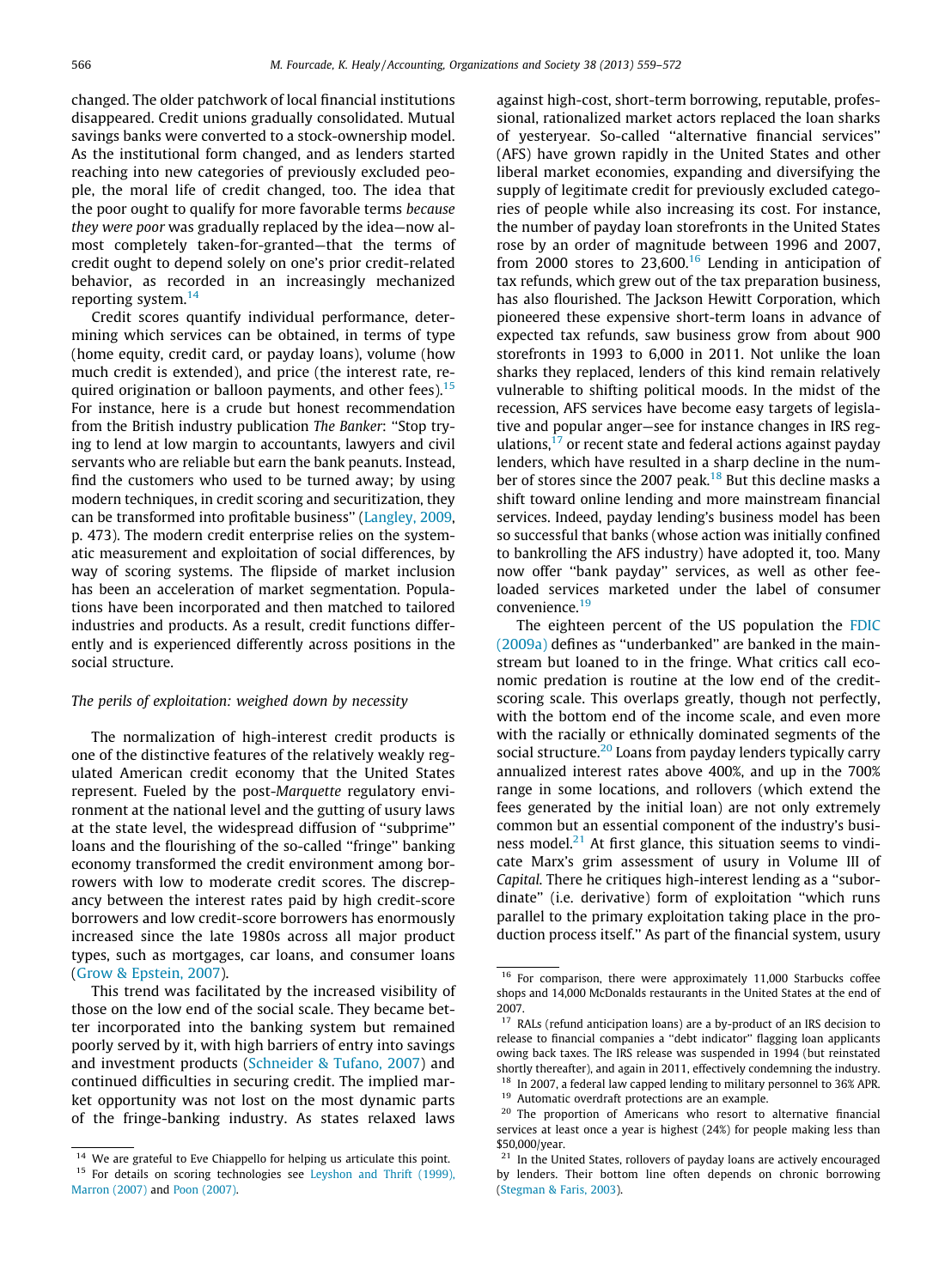changed. The older patchwork of local financial institutions disappeared. Credit unions gradually consolidated. Mutual savings banks were converted to a stock-ownership model. As the institutional form changed, and as lenders started reaching into new categories of previously excluded people, the moral life of credit changed, too. The idea that the poor ought to qualify for more favorable terms *because they were poor* was gradually replaced by the idea—now almost completely taken-for-granted—that the terms of credit ought to depend solely on one's prior credit-related behavior, as recorded in an increasingly mechanized reporting system.[14]

Credit scores quantify individual performance, determining which services can be obtained, in terms of type (home equity, credit card, or payday loans), volume (how much credit is extended), and price (the interest rate, required origination or balloon payments, and other fees).[15] For instance, here is a crude but honest recommendation from the British industry publication *The Banker*: "Stop trying to lend at low margin to accountants, lawyers and civil servants who are reliable but earn the bank peanuts. Instead, find the customers who used to be turned away; by using modern techniques, in credit scoring and securitization, they can be transformed into profitable business" (Langley, 2009, p. 473). The modern credit enterprise relies on the systematic measurement and exploitation of social differences, by way of scoring systems. The flipside of market inclusion has been an acceleration of market segmentation. Populations have been incorporated and then matched to tailored industries and products. As a result, credit functions differently and is experienced differently across positions in the social structure.

### *The perils of exploitation: weighed down by necessity*

The normalization of high-interest credit products is one of the distinctive features of the relatively weakly regulated American credit economy that the United States represent. Fueled by the post-*Marquette* regulatory environment at the national level and the gutting of usury laws at the state level, the widespread diffusion of "subprime" loans and the flourishing of the so-called "fringe" banking economy transformed the credit environment among borrowers with low to moderate credit scores. The discrepancy between the interest rates paid by high credit-score borrowers and low credit-score borrowers has enormously increased since the late 1980s across all major product types, such as mortgages, car loans, and consumer loans (Grow & Epstein, 2007).

This trend was facilitated by the increased visibility of those on the low end of the social scale. They became better incorporated into the banking system but remained poorly served by it, with high barriers of entry into savings and investment products (Schneider & Tufano, 2007) and continued difficulties in securing credit. The implied market opportunity was not lost on the most dynamic parts of the fringe-banking industry. As states relaxed laws against high-cost, short-term borrowing, reputable, professional, rationalized market actors replaced the loan sharks of yesteryear. So-called "alternative financial services" (AFS) have grown rapidly in the United States and other liberal market economies, expanding and diversifying the supply of legitimate credit for previously excluded categories of people while also increasing its cost. For instance, the number of payday loan storefronts in the United States rose by an order of magnitude between 1996 and 2007, from 2000 stores to 23,600.[16] Lending in anticipation of tax refunds, which grew out of the tax preparation business, has also flourished. The Jackson Hewitt Corporation, which pioneered these expensive short-term loans in advance of expected tax refunds, saw business grow from about 900 storefronts in 1993 to 6,000 in 2011. Not unlike the loan sharks they replaced, lenders of this kind remain relatively vulnerable to shifting political moods. In the midst of the recession, AFS services have become easy targets of legislative and popular anger—see for instance changes in IRS regulations,[17] or recent state and federal actions against payday lenders, which have resulted in a sharp decline in the number of stores since the 2007 peak.[18] But this decline masks a shift toward online lending and more mainstream financial services. Indeed, payday lending's business model has been so successful that banks (whose action was initially confined to bankrolling the AFS industry) have adopted it, too. Many now offer "bank payday" services, as well as other fee-loaded services marketed under the label of consumer convenience.[19]

The eighteen percent of the US population the FDIC (2009a) defines as "underbanked" are banked in the mainstream but loaned to in the fringe. What critics call economic predation is routine at the low end of the credit-scoring scale. This overlaps greatly, though not perfectly, with the bottom end of the income scale, and even more with the racially or ethnically dominated segments of the social structure.[20] Loans from payday lenders typically carry annualized interest rates above 400%, and up in the 700% range in some locations, and rollovers (which extend the fees generated by the initial loan) are not only extremely common but an essential component of the industry's business model.[21] At first glance, this situation seems to vindicate Marx's grim assessment of usury in Volume III of *Capital*. There he critiques high-interest lending as a "subordinate" (i.e. derivative) form of exploitation "which runs parallel to the primary exploitation taking place in the production process itself." As part of the financial system, usury

---

[14] We are grateful to Eve Chiappello for helping us articulate this point.

[15] For details on scoring technologies see Leyshon and Thrift (1999), Marron (2007) and Poon (2007).

[16] For comparison, there were approximately 11,000 Starbucks coffee shops and 14,000 McDonalds restaurants in the United States at the end of 2007.

[17] RALs (refund anticipation loans) are a by-product of an IRS decision to release to financial companies a "debt indicator" flagging loan applicants owing back taxes. The IRS release was suspended in 1994 (but reinstated shortly thereafter), and again in 2011, effectively condemning the industry.

[18] In 2007, a federal law capped lending to military personnel to 36% APR.

[19] Automatic overdraft protections are an example.

[20] The proportion of Americans who resort to alternative financial services at least once a year is highest (24%) for people making less than $50,000/year.

[21] In the United States, rollovers of payday loans are actively encouraged by lenders. Their bottom line often depends on chronic borrowing (Stegman & Faris, 2003).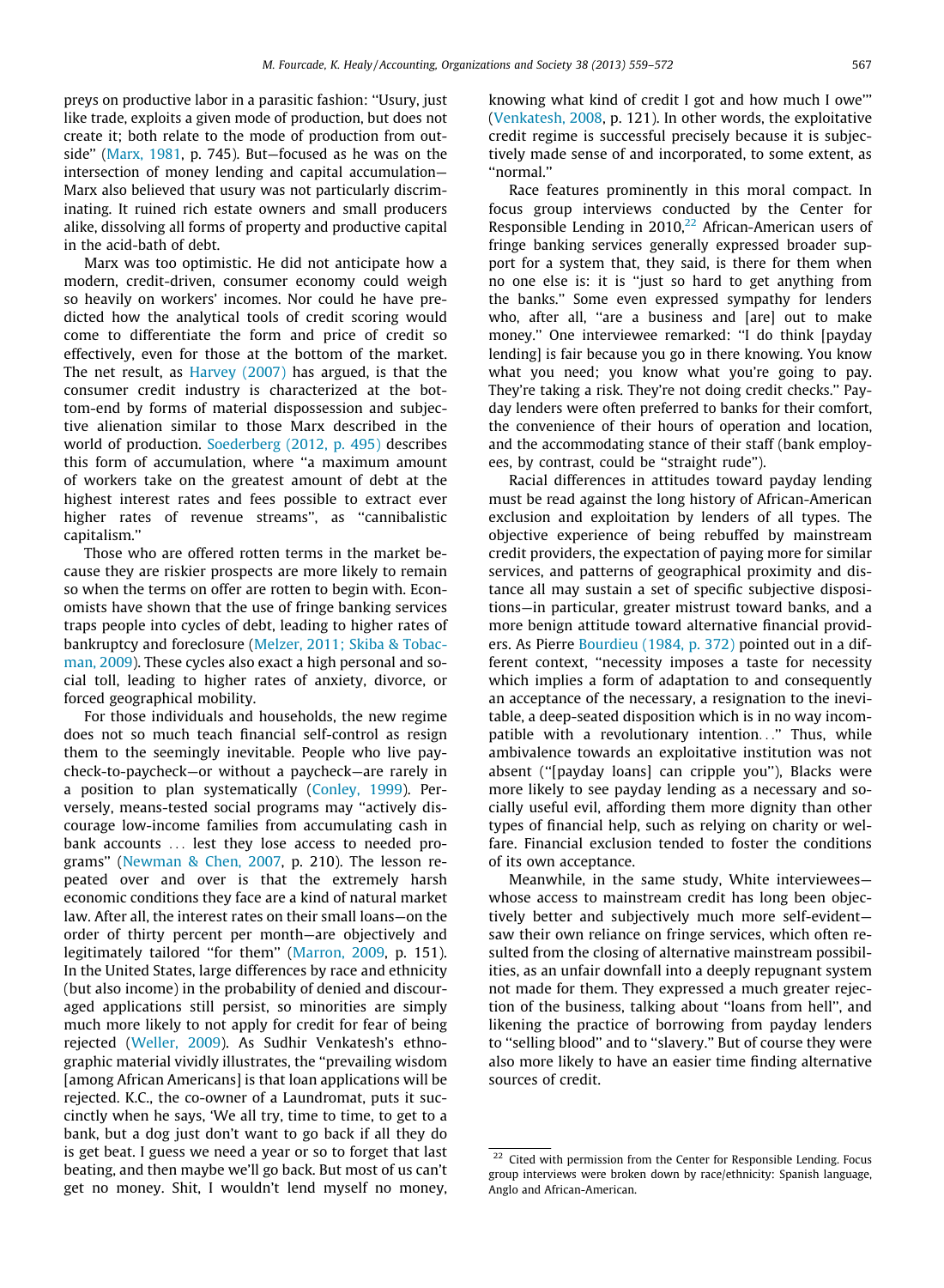preys on productive labor in a parasitic fashion: "Usury, just like trade, exploits a given mode of production, but does not create it; both relate to the mode of production from outside" (Marx, 1981, p. 745). But—focused as he was on the intersection of money lending and capital accumulation—Marx also believed that usury was not particularly discriminating. It ruined rich estate owners and small producers alike, dissolving all forms of property and productive capital in the acid-bath of debt.

Marx was too optimistic. He did not anticipate how a modern, credit-driven, consumer economy could weigh so heavily on workers' incomes. Nor could he have predicted how the analytical tools of credit scoring would come to differentiate the form and price of credit so effectively, even for those at the bottom of the market. The net result, as Harvey (2007) has argued, is that the consumer credit industry is characterized at the bottom-end by forms of material dispossession and subjective alienation similar to those Marx described in the world of production. Soederberg (2012, p. 495) describes this form of accumulation, where "a maximum amount of workers take on the greatest amount of debt at the highest interest rates and fees possible to extract ever higher rates of revenue streams", as "cannibalistic capitalism."

Those who are offered rotten terms in the market because they are riskier prospects are more likely to remain so when the terms on offer are rotten to begin with. Economists have shown that the use of fringe banking services traps people into cycles of debt, leading to higher rates of bankruptcy and foreclosure (Melzer, 2011; Skiba & Tobacman, 2009). These cycles also exact a high personal and social toll, leading to higher rates of anxiety, divorce, or forced geographical mobility.

For those individuals and households, the new regime does not so much teach financial self-control as resign them to the seemingly inevitable. People who live paycheck-to-paycheck—or without a paycheck—are rarely in a position to plan systematically (Conley, 1999). Perversely, means-tested social programs may "actively discourage low-income families from accumulating cash in bank accounts … lest they lose access to needed programs" (Newman & Chen, 2007, p. 210). The lesson repeated over and over is that the extremely harsh economic conditions they face are a kind of natural market law. After all, the interest rates on their small loans—on the order of thirty percent per month—are objectively and legitimately tailored "for them" (Marron, 2009, p. 151). In the United States, large differences by race and ethnicity (but also income) in the probability of denied and discouraged applications still persist, so minorities are simply much more likely to not apply for credit for fear of being rejected (Weller, 2009). As Sudhir Venkatesh's ethnographic material vividly illustrates, the "prevailing wisdom [among African Americans] is that loan applications will be rejected. K.C., the co-owner of a Laundromat, puts it succinctly when he says, 'We all try, time to time, to get to a bank, but a dog just don't want to go back if all they do is get beat. I guess we need a year or so to forget that last beating, and then maybe we'll go back. But most of us can't get no money. Shit, I wouldn't lend myself no money, knowing what kind of credit I got and how much I owe'" (Venkatesh, 2008, p. 121). In other words, the exploitative credit regime is successful precisely because it is subjectively made sense of and incorporated, to some extent, as "normal."

Race features prominently in this moral compact. In focus group interviews conducted by the Center for Responsible Lending in 2010,[22] African-American users of fringe banking services generally expressed broader support for a system that, they said, is there for them when no one else is: it is "just so hard to get anything from the banks." Some even expressed sympathy for lenders who, after all, "are a business and [are] out to make money." One interviewee remarked: "I do think [payday lending] is fair because you go in there knowing. You know what you need; you know what you're going to pay. They're taking a risk. They're not doing credit checks." Payday lenders were often preferred to banks for their comfort, the convenience of their hours of operation and location, and the accommodating stance of their staff (bank employees, by contrast, could be "straight rude").

Racial differences in attitudes toward payday lending must be read against the long history of African-American exclusion and exploitation by lenders of all types. The objective experience of being rebuffed by mainstream credit providers, the expectation of paying more for similar services, and patterns of geographical proximity and distance all may sustain a set of specific subjective dispositions—in particular, greater mistrust toward banks, and a more benign attitude toward alternative financial providers. As Pierre Bourdieu (1984, p. 372) pointed out in a different context, "necessity imposes a taste for necessity which implies a form of adaptation to and consequently an acceptance of the necessary, a resignation to the inevitable, a deep-seated disposition which is in no way incompatible with a revolutionary intention…" Thus, while ambivalence towards an exploitative institution was not absent ("[payday loans] can cripple you"), Blacks were more likely to see payday lending as a necessary and socially useful evil, affording them more dignity than other types of financial help, such as relying on charity or welfare. Financial exclusion tended to foster the conditions of its own acceptance.

Meanwhile, in the same study, White interviewees—whose access to mainstream credit has long been objectively better and subjectively much more self-evident—saw their own reliance on fringe services, which often resulted from the closing of alternative mainstream possibilities, as an unfair downfall into a deeply repugnant system not made for them. They expressed a much greater rejection of the business, talking about "loans from hell", and likening the practice of borrowing from payday lenders to "selling blood" and to "slavery." But of course they were also more likely to have an easier time finding alternative sources of credit.

[22] Cited with permission from the Center for Responsible Lending. Focus group interviews were broken down by race/ethnicity: Spanish language, Anglo and African-American.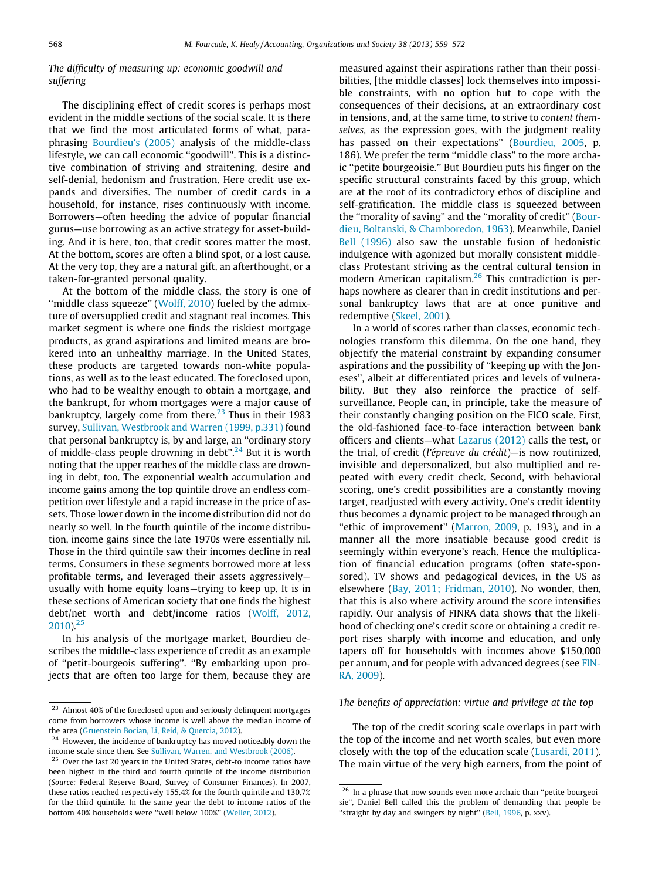### The difficulty of measuring up: economic goodwill and suffering

The disciplining effect of credit scores is perhaps most evident in the middle sections of the social scale. It is there that we find the most articulated forms of what, paraphrasing Bourdieu's (2005) analysis of the middle-class lifestyle, we can call economic "goodwill". This is a distinctive combination of striving and straitening, desire and self-denial, hedonism and frustration. Here credit use expands and diversifies. The number of credit cards in a household, for instance, rises continuously with income. Borrowers—often heeding the advice of popular financial gurus—use borrowing as an active strategy for asset-building. And it is here, too, that credit scores matter the most. At the bottom, scores are often a blind spot, or a lost cause. At the very top, they are a natural gift, an afterthought, or a taken-for-granted personal quality.

At the bottom of the middle class, the story is one of "middle class squeeze" (Wolff, 2010) fueled by the admixture of oversupplied credit and stagnant real incomes. This market segment is where one finds the riskiest mortgage products, as grand aspirations and limited means are brokered into an unhealthy marriage. In the United States, these products are targeted towards non-white populations, as well as to the least educated. The foreclosed upon, who had to be wealthy enough to obtain a mortgage, and the bankrupt, for whom mortgages were a major cause of bankruptcy, largely come from there.[23] Thus in their 1983 survey, Sullivan, Westbrook and Warren (1999, p.331) found that personal bankruptcy is, by and large, an "ordinary story of middle-class people drowning in debt".[24] But it is worth noting that the upper reaches of the middle class are drowning in debt, too. The exponential wealth accumulation and income gains among the top quintile drove an endless competition over lifestyle and a rapid increase in the price of assets. Those lower down in the income distribution did not do nearly so well. In the fourth quintile of the income distribution, income gains since the late 1970s were essentially nil. Those in the third quintile saw their incomes decline in real terms. Consumers in these segments borrowed more at less profitable terms, and leveraged their assets aggressively—usually with home equity loans—trying to keep up. It is in these sections of American society that one finds the highest debt/net worth and debt/income ratios (Wolff, 2012, 2010).[25]

In his analysis of the mortgage market, Bourdieu describes the middle-class experience of credit as an example of "petit-bourgeois suffering". "By embarking upon projects that are often too large for them, because they are measured against their aspirations rather than their possibilities, [the middle classes] lock themselves into impossible constraints, with no option but to cope with the consequences of their decisions, at an extraordinary cost in tensions, and, at the same time, to strive to *content themselves*, as the expression goes, with the judgment reality has passed on their expectations" (Bourdieu, 2005, p. 186). We prefer the term "middle class" to the more archaic "petite bourgeoisie." But Bourdieu puts his finger on the specific structural constraints faced by this group, which are at the root of its contradictory ethos of discipline and self-gratification. The middle class is squeezed between the "morality of saving" and the "morality of credit" (Bourdieu, Boltanski, & Chamboredon, 1963). Meanwhile, Daniel Bell (1996) also saw the unstable fusion of hedonistic indulgence with agonized but morally consistent middle-class Protestant striving as the central cultural tension in modern American capitalism.[26] This contradiction is perhaps nowhere as clearer than in credit institutions and personal bankruptcy laws that are at once punitive and redemptive (Skeel, 2001).

In a world of scores rather than classes, economic technologies transform this dilemma. On the one hand, they objectify the material constraint by expanding consumer aspirations and the possibility of "keeping up with the Joneses", albeit at differentiated prices and levels of vulnerability. But they also reinforce the practice of self-surveillance. People can, in principle, take the measure of their constantly changing position on the FICO scale. First, the old-fashioned face-to-face interaction between bank officers and clients—what Lazarus (2012) calls the test, or the trial, of credit (*l'épreuve du crédit*)—is now routinized, invisible and depersonalized, but also multiplied and repeated with every credit check. Second, with behavioral scoring, one's credit possibilities are a constantly moving target, readjusted with every activity. One's credit identity thus becomes a dynamic project to be managed through an "ethic of improvement" (Marron, 2009, p. 193), and in a manner all the more insatiable because good credit is seemingly within everyone's reach. Hence the multiplication of financial education programs (often state-sponsored), TV shows and pedagogical devices, in the US as elsewhere (Bay, 2011; Fridman, 2010). No wonder, then, that this is also where activity around the score intensifies rapidly. Our analysis of FINRA data shows that the likelihood of checking one's credit score or obtaining a credit report rises sharply with income and education, and only tapers off for households with incomes above $150,000 per annum, and for people with advanced degrees (see FINRA, 2009).

### The benefits of appreciation: virtue and privilege at the top

The top of the credit scoring scale overlaps in part with the top of the income and net worth scales, but even more closely with the top of the education scale (Lusardi, 2011). The main virtue of the very high earners, from the point of

---

[23] Almost 40% of the foreclosed upon and seriously delinquent mortgages come from borrowers whose income is well above the median income of the area (Gruenstein Bocian, Li, Reid, & Quercia, 2012).

[24] However, the incidence of bankruptcy has moved noticeably down the income scale since then. See Sullivan, Warren, and Westbrook (2006).

[25] Over the last 20 years in the United States, debt-to income ratios have been highest in the third and fourth quintile of the income distribution (*Source:* Federal Reserve Board, Survey of Consumer Finances). In 2007, these ratios reached respectively 155.4% for the fourth quintile and 130.7% for the third quintile. In the same year the debt-to-income ratios of the bottom 40% households were "well below 100%" (Weller, 2012).

[26] In a phrase that now sounds even more archaic than "petite bourgeoisie", Daniel Bell called this the problem of demanding that people be "straight by day and swingers by night" (Bell, 1996, p. xxv).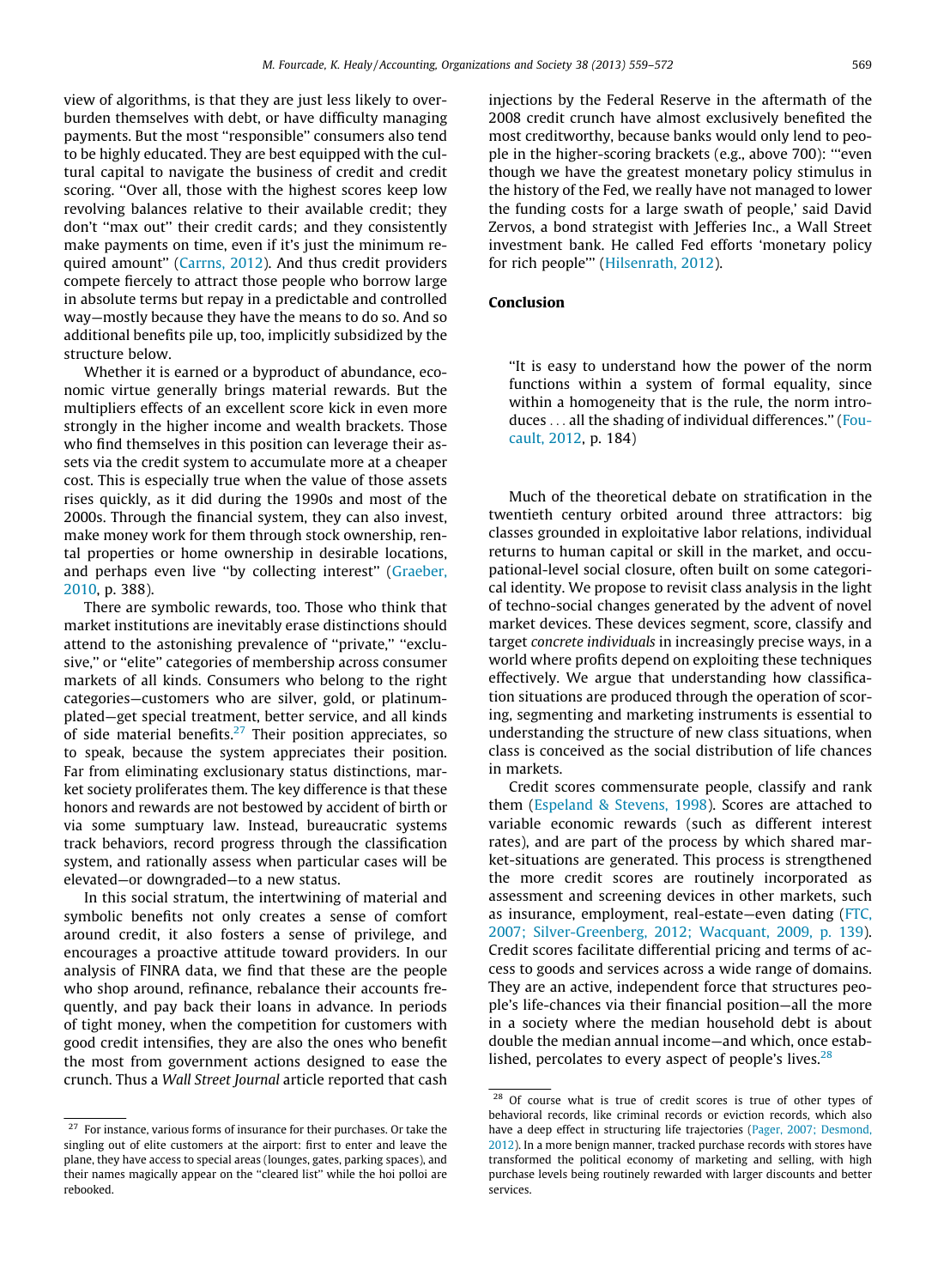view of algorithms, is that they are just less likely to overburden themselves with debt, or have difficulty managing payments. But the most ''responsible'' consumers also tend to be highly educated. They are best equipped with the cultural capital to navigate the business of credit and credit scoring. ''Over all, those with the highest scores keep low revolving balances relative to their available credit; they don't ''max out'' their credit cards; and they consistently make payments on time, even if it's just the minimum required amount'' (Carrns, 2012). And thus credit providers compete fiercely to attract those people who borrow large in absolute terms but repay in a predictable and controlled way—mostly because they have the means to do so. And so additional benefits pile up, too, implicitly subsidized by the structure below.

Whether it is earned or a byproduct of abundance, economic virtue generally brings material rewards. But the multipliers effects of an excellent score kick in even more strongly in the higher income and wealth brackets. Those who find themselves in this position can leverage their assets via the credit system to accumulate more at a cheaper cost. This is especially true when the value of those assets rises quickly, as it did during the 1990s and most of the 2000s. Through the financial system, they can also invest, make money work for them through stock ownership, rental properties or home ownership in desirable locations, and perhaps even live ''by collecting interest'' (Graeber, 2010, p. 388).

There are symbolic rewards, too. Those who think that market institutions are inevitably erase distinctions should attend to the astonishing prevalence of ''private,'' ''exclusive,'' or ''elite'' categories of membership across consumer markets of all kinds. Consumers who belong to the right categories—customers who are silver, gold, or platinum-plated—get special treatment, better service, and all kinds of side material benefits.[27] Their position appreciates, so to speak, because the system appreciates their position. Far from eliminating exclusionary status distinctions, market society proliferates them. The key difference is that these honors and rewards are not bestowed by accident of birth or via some sumptuary law. Instead, bureaucratic systems track behaviors, record progress through the classification system, and rationally assess when particular cases will be elevated—or downgraded—to a new status.

In this social stratum, the intertwining of material and symbolic benefits not only creates a sense of comfort around credit, it also fosters a sense of privilege, and encourages a proactive attitude toward providers. In our analysis of FINRA data, we find that these are the people who shop around, refinance, rebalance their accounts frequently, and pay back their loans in advance. In periods of tight money, when the competition for customers with good credit intensifies, they are also the ones who benefit the most from government actions designed to ease the crunch. Thus a *Wall Street Journal* article reported that cash injections by the Federal Reserve in the aftermath of the 2008 credit crunch have almost exclusively benefited the most creditworthy, because banks would only lend to people in the higher-scoring brackets (e.g., above 700): '''even though we have the greatest monetary policy stimulus in the history of the Fed, we really have not managed to lower the funding costs for a large swath of people,' said David Zervos, a bond strategist with Jefferies Inc., a Wall Street investment bank. He called Fed efforts 'monetary policy for rich people''' (Hilsenrath, 2012).

## Conclusion

> ''It is easy to understand how the power of the norm functions within a system of formal equality, since within a homogeneity that is the rule, the norm introduces . . . all the shading of individual differences.'' (Foucault, 2012, p. 184)

Much of the theoretical debate on stratification in the twentieth century orbited around three attractors: big classes grounded in exploitative labor relations, individual returns to human capital or skill in the market, and occupational-level social closure, often built on some categorical identity. We propose to revisit class analysis in the light of techno-social changes generated by the advent of novel market devices. These devices segment, score, classify and target *concrete individuals* in increasingly precise ways, in a world where profits depend on exploiting these techniques effectively. We argue that understanding how classification situations are produced through the operation of scoring, segmenting and marketing instruments is essential to understanding the structure of new class situations, when class is conceived as the social distribution of life chances in markets.

Credit scores commensurate people, classify and rank them (Espeland & Stevens, 1998). Scores are attached to variable economic rewards (such as different interest rates), and are part of the process by which shared market-situations are generated. This process is strengthened the more credit scores are routinely incorporated as assessment and screening devices in other markets, such as insurance, employment, real-estate—even dating (FTC, 2007; Silver-Greenberg, 2012; Wacquant, 2009, p. 139). Credit scores facilitate differential pricing and terms of access to goods and services across a wide range of domains. They are an active, independent force that structures people's life-chances via their financial position—all the more in a society where the median household debt is about double the median annual income—and which, once established, percolates to every aspect of people's lives.[28]

---

[27] For instance, various forms of insurance for their purchases. Or take the singling out of elite customers at the airport: first to enter and leave the plane, they have access to special areas (lounges, gates, parking spaces), and their names magically appear on the ''cleared list'' while the hoi polloi are rebooked.

[28] Of course what is true of credit scores is true of other types of behavioral records, like criminal records or eviction records, which also have a deep effect in structuring life trajectories (Pager, 2007; Desmond, 2012). In a more benign manner, tracked purchase records with stores have transformed the political economy of marketing and selling, with high purchase levels being routinely rewarded with larger discounts and better services.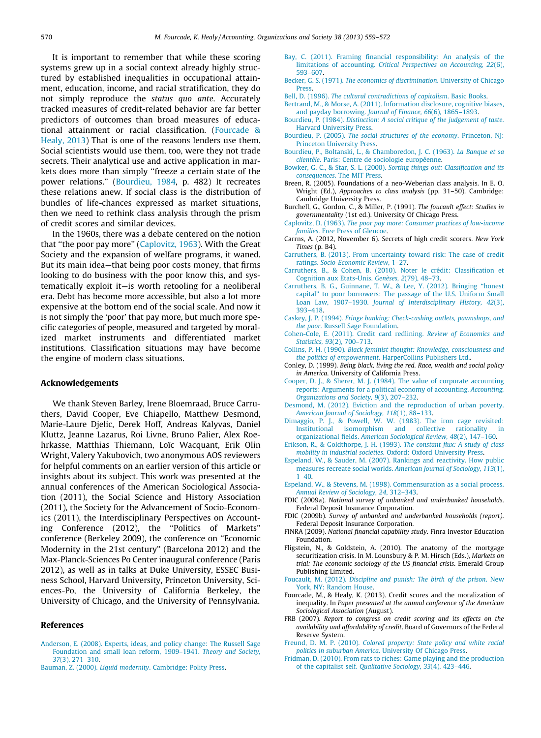It is important to remember that while these scoring systems grew up in a social context already highly structured by established inequalities in occupational attainment, education, income, and racial stratification, they do not simply reproduce the *status quo ante*. Accurately tracked measures of credit-related behavior are far better predictors of outcomes than broad measures of educational attainment or racial classification. (Fourcade & Healy, 2013) That is one of the reasons lenders use them. Social scientists would use them, too, were they not trade secrets. Their analytical use and active application in markets does more than simply "freeze a certain state of the power relations." (Bourdieu, 1984, p. 482) It recreates these relations anew. If social class is the distribution of bundles of life-chances expressed as market situations, then we need to rethink class analysis through the prism of credit scores and similar devices.

In the 1960s, there was a debate centered on the notion that "the poor pay more" (Caplovitz, 1963). With the Great Society and the expansion of welfare programs, it waned. But its main idea—that being poor costs money, that firms looking to do business with the poor know this, and systematically exploit it—is worth retooling for a neoliberal era. Debt has become more accessible, but also a lot more expensive at the bottom end of the social scale. And now it is not simply the 'poor' that pay more, but much more specific categories of people, measured and targeted by moralized market instruments and differentiated market institutions. Classification situations may have become the engine of modern class situations.

## Acknowledgements

We thank Steven Barley, Irene Bloemraad, Bruce Carruthers, David Cooper, Eve Chiapello, Matthew Desmond, Marie-Laure Djelic, Derek Hoff, Andreas Kalyvas, Daniel Kluttz, Jeanne Lazarus, Roi Livne, Bruno Palier, Alex Roehrkasse, Matthias Thiemann, Loïc Wacquant, Erik Olin Wright, Valery Yakubovich, two anonymous AOS reviewers for helpful comments on an earlier version of this article or insights about its subject. This work was presented at the annual conferences of the American Sociological Association (2011), the Social Science and History Association (2011), the Society for the Advancement of Socio-Economics (2011), the Interdisciplinary Perspectives on Accounting Conference (2012), the "Politics of Markets" conference (Berkeley 2009), the conference on "Economic Modernity in the 21st century" (Barcelona 2012) and the Max-Planck-Sciences Po Center inaugural conference (Paris 2012), as well as in talks at Duke University, ESSEC Business School, Harvard University, Princeton University, Sciences-Po, the University of California Berkeley, the University of Chicago, and the University of Pennsylvania.

## References

Anderson, E. (2008). Experts, ideas, and policy change: The Russell Sage Foundation and small loan reform, 1909–1941. *Theory and Society, 37*(3), 271–310.

Bauman, Z. (2000). *Liquid modernity*. Cambridge: Polity Press.

Bay, C. (2011). Framing financial responsibility: An analysis of the limitations of accounting. *Critical Perspectives on Accounting, 22*(6), 593–607.

Becker, G. S. (1971). *The economics of discrimination*. University of Chicago Press.

Bell, D. (1996). *The cultural contradictions of capitalism*. Basic Books.

Bertrand, M., & Morse, A. (2011). Information disclosure, cognitive biases, and payday borrowing. *Journal of Finance, 66*(6), 1865–1893.

Bourdieu, P. (1984). *Distinction: A social critique of the judgement of taste*. Harvard University Press.

Bourdieu, P. (2005). *The social structures of the economy*. Princeton, NJ: Princeton University Press.

Bourdieu, P., Boltanski, L., & Chamboredon, J. C. (1963). *La Banque et sa clientèle*. Paris: Centre de sociologie européenne.

Bowker, G. C., & Star, S. L. (2000). *Sorting things out: Classification and its consequences*. The MIT Press.

Breen, R. (2005). Foundations of a neo-Weberian class analysis. In E. O. Wright (Ed.), *Approaches to class analysis* (pp. 31–50). Cambridge: Cambridge University Press.

Burchell, G., Gordon, C., & Miller, P. (1991). *The foucault effect: Studies in governmentality* (1st ed.). University Of Chicago Press.

Caplovitz, D. (1963). *The poor pay more: Consumer practices of low-income families*. Free Press of Glencoe.

Carrns, A. (2012, November 6). Secrets of high credit scorers. *New York Times* (p. B4).

Carruthers, B. (2013). From uncertainty toward risk: The case of credit ratings. *Socio-Economic Review*, 1–27.

Carruthers, B., & Cohen, B. (2010). Noter le crédit: Classification et Cognition aux Etats-Unis. *Genèses, 2*(79), 48–73.

Carruthers, B. G., Guinnane, T. W., & Lee, Y. (2012). Bringing "honest capital" to poor borrowers: The passage of the U.S. Uniform Small Loan Law, 1907–1930. *Journal of Interdisciplinary History, 42*(3), 393–418.

Caskey, J. P. (1994). *Fringe banking: Check-cashing outlets, pawnshops, and the poor*. Russell Sage Foundation.

Cohen-Cole, E. (2011). Credit card redlining. *Review of Economics and Statistics, 93*(2), 700–713.

Collins, P. H. (1990). *Black feminist thought: Knowledge, consciousness and the politics of empowerment*. HarperCollins Publishers Ltd..

Conley, D. (1999). *Being black, living the red. Race, wealth and social policy in America*. University of California Press.

Cooper, D. J., & Sherer, M. J. (1984). The value of corporate accounting reports: Arguments for a political economy of accounting. *Accounting, Organizations and Society, 9*(3), 207–232.

Desmond, M. (2012). Eviction and the reproduction of urban poverty. *American Journal of Sociology, 118*(1), 88–133.

Dimaggio, P. J., & Powell, W. W. (1983). The iron cage revisited: Institutional isomorphism and collective rationality in organizational fields. *American Sociological Review, 48*(2), 147–160.

Erikson, R., & Goldthorpe, J. H. (1993). *The constant flux: A study of class mobility in industrial societies*. Oxford: Oxford University Press.

Espeland, W., & Sauder, M. (2007). Rankings and reactivity. How public measures recreate social worlds. *American Journal of Sociology, 113*(1), 1–40.

Espeland, W., & Stevens, M. (1998). Commensuration as a social process. *Annual Review of Sociology, 24*, 312–343.

FDIC (2009a). *National survey of unbanked and underbanked households*. Federal Deposit Insurance Corporation.

FDIC (2009b). *Survey of unbanked and underbanked households (report)*. Federal Deposit Insurance Corporation.

FINRA (2009). *National financial capability study*. Finra Investor Education Foundation.

Fligstein, N., & Goldstein, A. (2010). The anatomy of the mortgage securitization crisis. In M. Lounsbury & P. M. Hirsch (Eds.), *Markets on trial: The economic sociology of the US financial crisis*. Emerald Group Publishing Limited.

Foucault, M. (2012). *Discipline and punish: The birth of the prison*. New York, NY: Random House.

Fourcade, M., & Healy, K. (2013). Credit scores and the moralization of inequality. In *Paper presented at the annual conference of the American Sociological Association* (August).

FRB (2007). *Report to congress on credit scoring and its effects on the availability and affordability of credit*. Board of Governors of the Federal Reserve System.

Freund, D. M. P. (2010). *Colored property: State policy and white racial politics in suburban America*. University Of Chicago Press.

Fridman, D. (2010). From rats to riches: Game playing and the production of the capitalist self. *Qualitative Sociology, 33*(4), 423–446.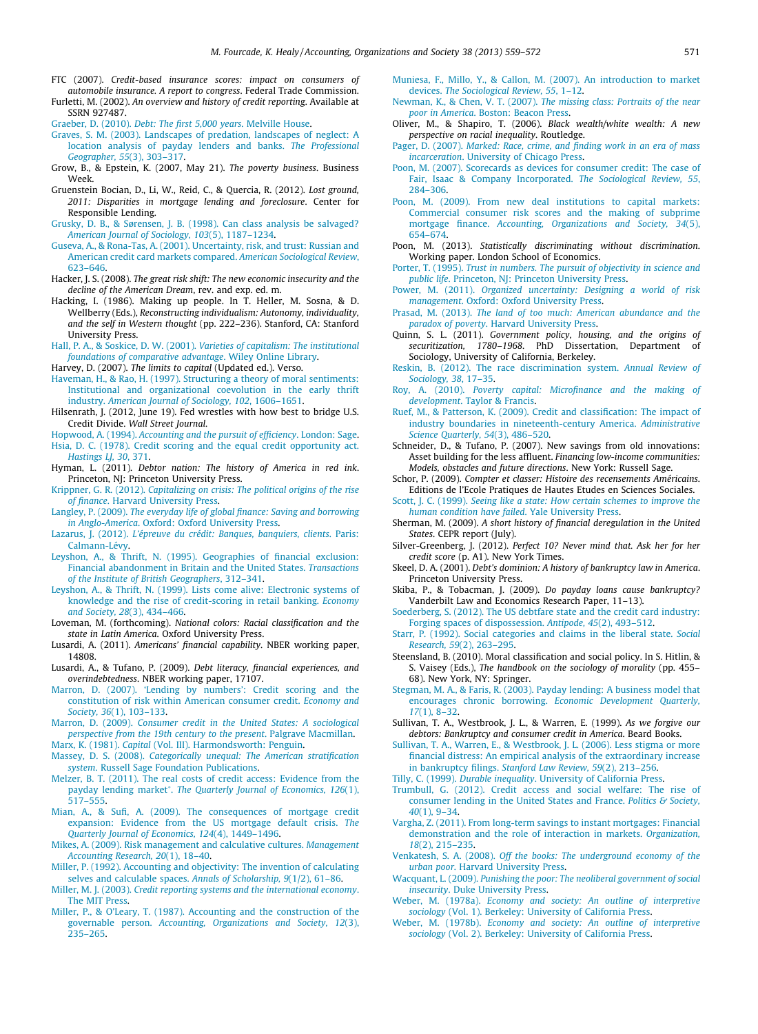FTC (2007). *Credit-based insurance scores: impact on consumers of automobile insurance. A report to congress*. Federal Trade Commission.

Furletti, M. (2002). *An overview and history of credit reporting*. Available at SSRN 927487.

Graeber, D. (2010). *Debt: The first 5,000 years*. Melville House.

Graves, S. M. (2003). Landscapes of predation, landscapes of neglect: A location analysis of payday lenders and banks. *The Professional Geographer, 55*(3), 303–317.

Grow, B., & Epstein, K. (2007, May 21). *The poverty business*. Business Week.

Gruenstein Bocian, D., Li, W., Reid, C., & Quercia, R. (2012). *Lost ground, 2011: Disparities in mortgage lending and foreclosure*. Center for Responsible Lending.

Grusky, D. B., & Sørensen, J. B. (1998). Can class analysis be salvaged? *American Journal of Sociology, 103*(5), 1187–1234.

Guseva, A., & Rona-Tas, A. (2001). Uncertainty, risk, and trust: Russian and American credit card markets compared. *American Sociological Review*, 623–646.

Hacker, J. S. (2008). *The great risk shift: The new economic insecurity and the decline of the American Dream*, rev. and exp. ed. m.

Hacking, I. (1986). Making up people. In T. Heller, M. Sosna, & D. Wellberry (Eds.), *Reconstructing individualism: Autonomy, individuality, and the self in Western thought* (pp. 222–236). Stanford, CA: Stanford University Press.

Hall, P. A., & Soskice, D. W. (2001). *Varieties of capitalism: The institutional foundations of comparative advantage*. Wiley Online Library.

Harvey, D. (2007). *The limits to capital* (Updated ed.). Verso.

Haveman, H., & Rao, H. (1997). Structuring a theory of moral sentiments: Institutional and organizational coevolution in the early thrift industry. *American Journal of Sociology, 102*, 1606–1651.

Hilsenrath, J. (2012, June 19). Fed wrestles with how best to bridge U.S. Credit Divide. *Wall Street Journal*.

Hopwood, A. (1994). *Accounting and the pursuit of efficiency*. London: Sage.

Hsia, D. C. (1978). Credit scoring and the equal credit opportunity act. *Hastings LJ, 30*, 371.

Hyman, L. (2011). *Debtor nation: The history of America in red ink*. Princeton, NJ: Princeton University Press.

Krippner, G. R. (2012). *Capitalizing on crisis: The political origins of the rise of finance*. Harvard University Press.

Langley, P. (2009). *The everyday life of global finance: Saving and borrowing in Anglo-America*. Oxford: Oxford University Press.

Lazarus, J. (2012). *L'épreuve du crédit: Banques, banquiers, clients*. Paris: Calmann-Lévy.

Leyshon, A., & Thrift, N. (1995). Geographies of financial exclusion: Financial abandonment in Britain and the United States. *Transactions of the Institute of British Geographers*, 312–341.

Leyshon, A., & Thrift, N. (1999). Lists come alive: Electronic systems of knowledge and the rise of credit-scoring in retail banking. *Economy and Society, 28*(3), 434–466.

Loveman, M. (forthcoming). *National colors: Racial classification and the state in Latin America*. Oxford University Press.

Lusardi, A. (2011). *Americans' financial capability*. NBER working paper, 14808.

Lusardi, A., & Tufano, P. (2009). *Debt literacy, financial experiences, and overindebtedness*. NBER working paper, 17107.

Marron, D. (2007). 'Lending by numbers': Credit scoring and the constitution of risk within American consumer credit. *Economy and Society, 36*(1), 103–133.

Marron, D. (2009). *Consumer credit in the United States: A sociological perspective from the 19th century to the present*. Palgrave Macmillan.

Marx, K. (1981). *Capital* (Vol. III). Harmondsworth: Penguin.

Massey, D. S. (2008). *Categorically unequal: The American stratification system*. Russell Sage Foundation Publications.

Melzer, B. T. (2011). The real costs of credit access: Evidence from the payday lending market*. *The Quarterly Journal of Economics, 126*(1), 517–555.

Mian, A., & Sufi, A. (2009). The consequences of mortgage credit expansion: Evidence from the US mortgage default crisis. *The Quarterly Journal of Economics, 124*(4), 1449–1496.

Mikes, A. (2009). Risk management and calculative cultures. *Management Accounting Research, 20*(1), 18–40.

Miller, P. (1992). Accounting and objectivity: The invention of calculating selves and calculable spaces. *Annals of Scholarship, 9*(1/2), 61–86.

Miller, M. J. (2003). *Credit reporting systems and the international economy*. The MIT Press.

Miller, P., & O'Leary, T. (1987). Accounting and the construction of the governable person. *Accounting, Organizations and Society, 12*(3), 235–265.

Muniesa, F., Millo, Y., & Callon, M. (2007). An introduction to market devices. *The Sociological Review, 55*, 1–12.

Newman, K., & Chen, V. T. (2007). *The missing class: Portraits of the near poor in America*. Boston: Beacon Press.

Oliver, M., & Shapiro, T. (2006). *Black wealth/white wealth: A new perspective on racial inequality*. Routledge.

Pager, D. (2007). *Marked: Race, crime, and finding work in an era of mass incarceration*. University of Chicago Press.

Poon, M. (2007). Scorecards as devices for consumer credit: The case of Fair, Isaac & Company Incorporated. *The Sociological Review, 55*, 284–306.

Poon, M. (2009). From new deal institutions to capital markets: Commercial consumer risk scores and the making of subprime mortgage finance. *Accounting, Organizations and Society, 34*(5), 654–674.

Poon, M. (2013). *Statistically discriminating without discrimination*. Working paper. London School of Economics.

Porter, T. (1995). *Trust in numbers. The pursuit of objectivity in science and public life*. Princeton, NJ: Princeton University Press.

Power, M. (2011). *Organized uncertainty: Designing a world of risk management*. Oxford: Oxford University Press.

Prasad, M. (2013). *The land of too much: American abundance and the paradox of poverty*. Harvard University Press.

Quinn, S. L. (2011). *Government policy, housing, and the origins of securitization, 1780–1968*. PhD Dissertation, Department of Sociology, University of California, Berkeley.

Reskin, B. (2012). The race discrimination system. *Annual Review of Sociology, 38*, 17–35.

Roy, A. (2010). *Poverty capital: Microfinance and the making of development*. Taylor & Francis.

Ruef, M., & Patterson, K. (2009). Credit and classification: The impact of industry boundaries in nineteenth-century America. *Administrative Science Quarterly, 54*(3), 486–520.

Schneider, D., & Tufano, P. (2007). New savings from old innovations: Asset building for the less affluent. *Financing low-income communities: Models, obstacles and future directions*. New York: Russell Sage.

Schor, P. (2009). *Compter et classer: Histoire des recensements Américains*. Editions de l'Ecole Pratiques de Hautes Etudes en Sciences Sociales.

Scott, J. C. (1999). *Seeing like a state: How certain schemes to improve the human condition have failed*. Yale University Press.

Sherman, M. (2009). *A short history of financial deregulation in the United States*. CEPR report (July).

Silver-Greenberg, J. (2012). *Perfect 10? Never mind that. Ask her for her credit score* (p. A1). New York Times.

Skeel, D. A. (2001). *Debt's dominion: A history of bankruptcy law in America*. Princeton University Press.

Skiba, P., & Tobacman, J. (2009). *Do payday loans cause bankruptcy?* Vanderbilt Law and Economics Research Paper, 11–13).

Soederberg, S. (2012). The US debtfare state and the credit card industry: Forging spaces of dispossession. *Antipode, 45*(2), 493–512.

Starr, P. (1992). Social categories and claims in the liberal state. *Social Research, 59*(2), 263–295.

Steensland, B. (2010). Moral classification and social policy. In S. Hitlin, & S. Vaisey (Eds.), *The handbook on the sociology of morality* (pp. 455–68). New York, NY: Springer.

Stegman, M. A., & Faris, R. (2003). Payday lending: A business model that encourages chronic borrowing. *Economic Development Quarterly, 17*(1), 8–32.

Sullivan, T. A., Westbrook, J. L., & Warren, E. (1999). *As we forgive our debtors: Bankruptcy and consumer credit in America*. Beard Books.

Sullivan, T. A., Warren, E., & Westbrook, J. L. (2006). Less stigma or more financial distress: An empirical analysis of the extraordinary increase in bankruptcy filings. *Stanford Law Review, 59*(2), 213–256.

Tilly, C. (1999). *Durable inequality*. University of California Press.

Trumbull, G. (2012). Credit access and social welfare: The rise of consumer lending in the United States and France. *Politics & Society, 40*(1), 9–34.

Vargha, Z. (2011). From long-term savings to instant mortgages: Financial demonstration and the role of interaction in markets. *Organization, 18*(2), 215–235.

Venkatesh, S. A. (2008). *Off the books: The underground economy of the urban poor*. Harvard University Press.

Wacquant, L. (2009). *Punishing the poor: The neoliberal government of social insecurity*. Duke University Press.

Weber, M. (1978a). *Economy and society: An outline of interpretive sociology* (Vol. 1). Berkeley: University of California Press.

Weber, M. (1978b). *Economy and society: An outline of interpretive sociology* (Vol. 2). Berkeley: University of California Press.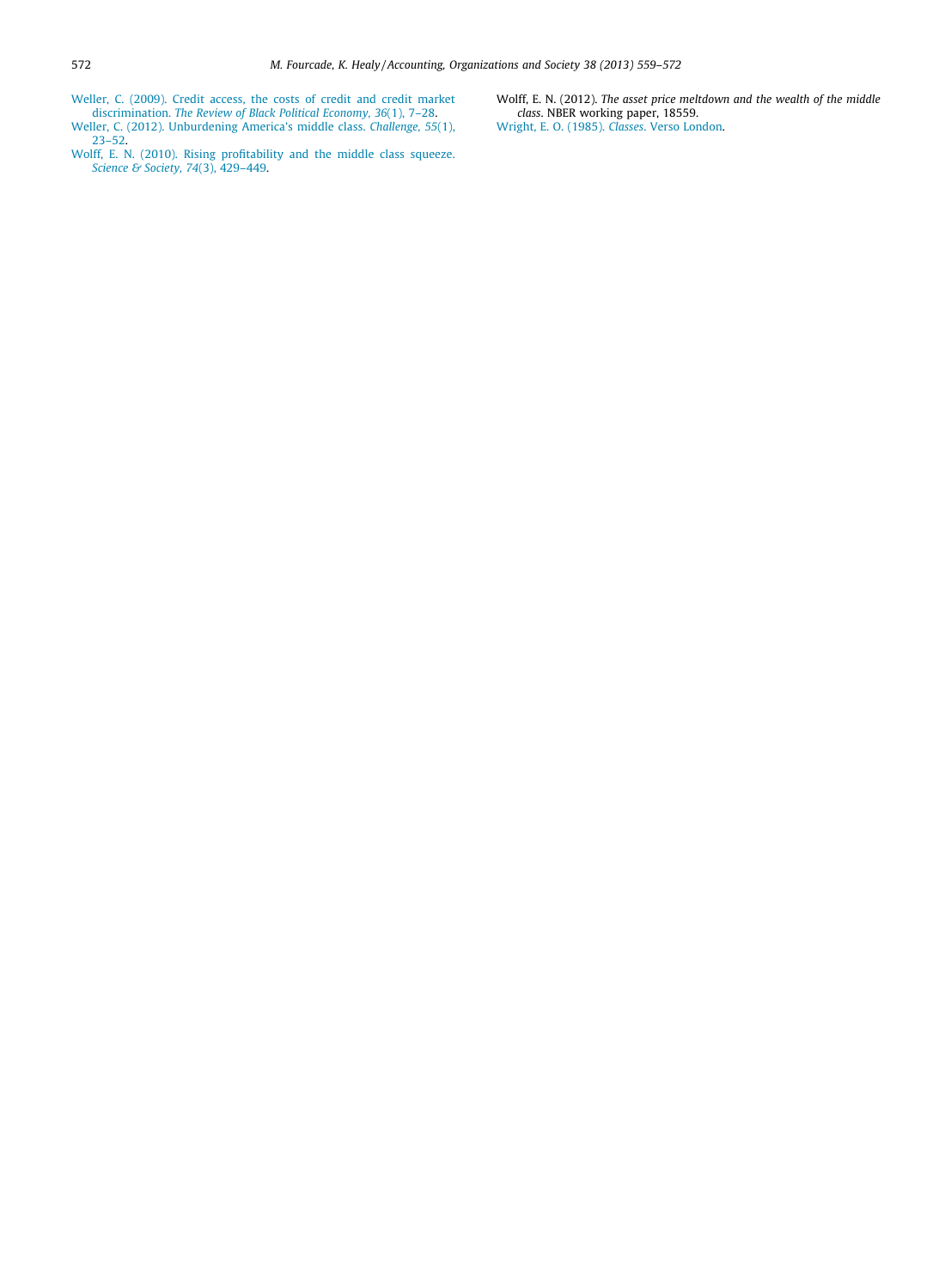Weller, C. (2009). Credit access, the costs of credit and credit market discrimination. *The Review of Black Political Economy, 36*(1), 7–28.

Weller, C. (2012). Unburdening America's middle class. *Challenge, 55*(1), 23–52.

Wolff, E. N. (2010). Rising profitability and the middle class squeeze. *Science & Society, 74*(3), 429–449.

Wolff, E. N. (2012). *The asset price meltdown and the wealth of the middle class*. NBER working paper, 18559.

Wright, E. O. (1985). *Classes*. Verso London.